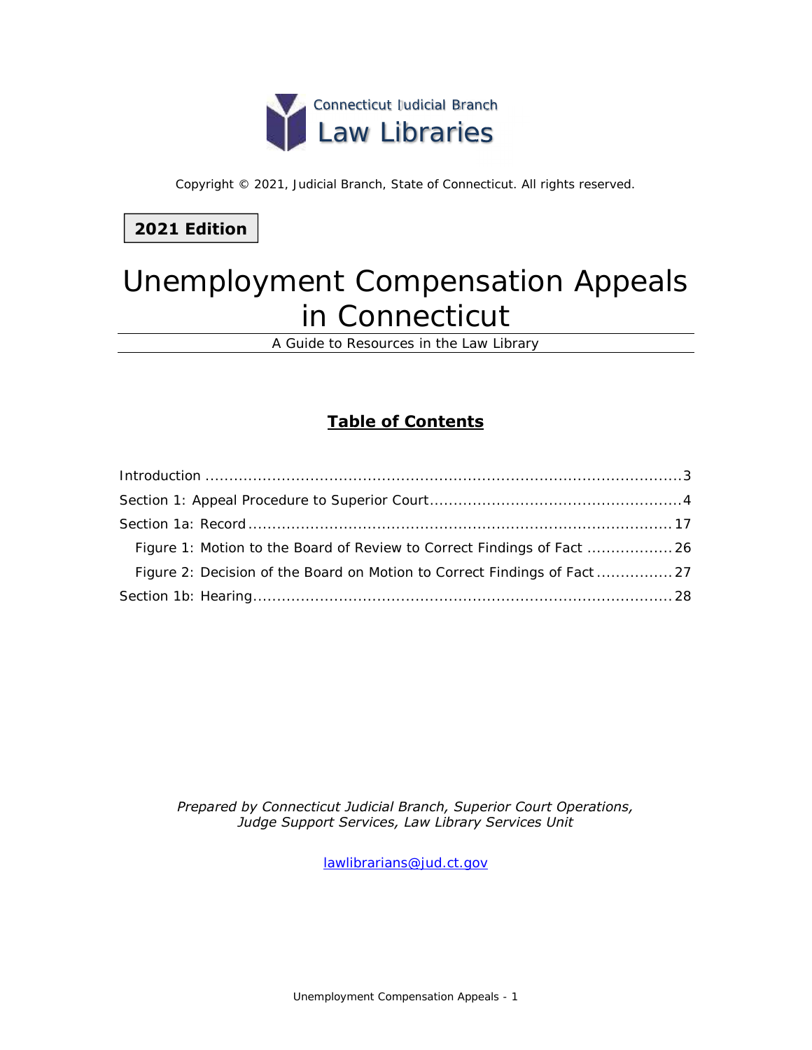Connecticut Judicial Branch
Law Libraries

Copyright © 2021, Judicial Branch, State of Connecticut. All rights reserved.

**2021 Edition**

# Unemployment Compensation Appeals in Connecticut

A Guide to Resources in the Law Library

## Table of Contents

Introduction ........................................ 3
Section 1: Appeal Procedure to Superior Court ........................................ 4
Section 1a: Record ........................................ 17
  Figure 1: Motion to the Board of Review to Correct Findings of Fact ........................................ 26
  Figure 2: Decision of the Board on Motion to Correct Findings of Fact ........................................ 27
Section 1b: Hearing ........................................ 28

*Prepared by Connecticut Judicial Branch, Superior Court Operations, Judge Support Services, Law Library Services Unit*

lawlibrarians@jud.ct.gov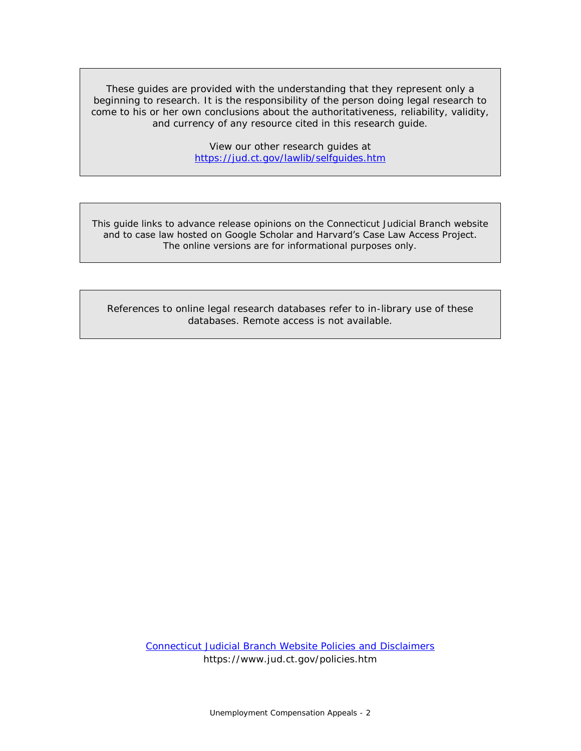These guides are provided with the understanding that they represent only a beginning to research. It is the responsibility of the person doing legal research to come to his or her own conclusions about the authoritativeness, reliability, validity, and currency of any resource cited in this research guide.

View our other research guides at [https://jud.ct.gov/lawlib/selfguides.htm](https://jud.ct.gov/lawlib/selfguides.htm)

This guide links to advance release opinions on the Connecticut Judicial Branch website and to case law hosted on Google Scholar and Harvard's Case Law Access Project. The online versions are for informational purposes only.

References to online legal research databases refer to in-library use of these databases. Remote access is not available.

[Connecticut Judicial Branch Website Policies and Disclaimers](https://www.jud.ct.gov/policies.htm)
https://www.jud.ct.gov/policies.htm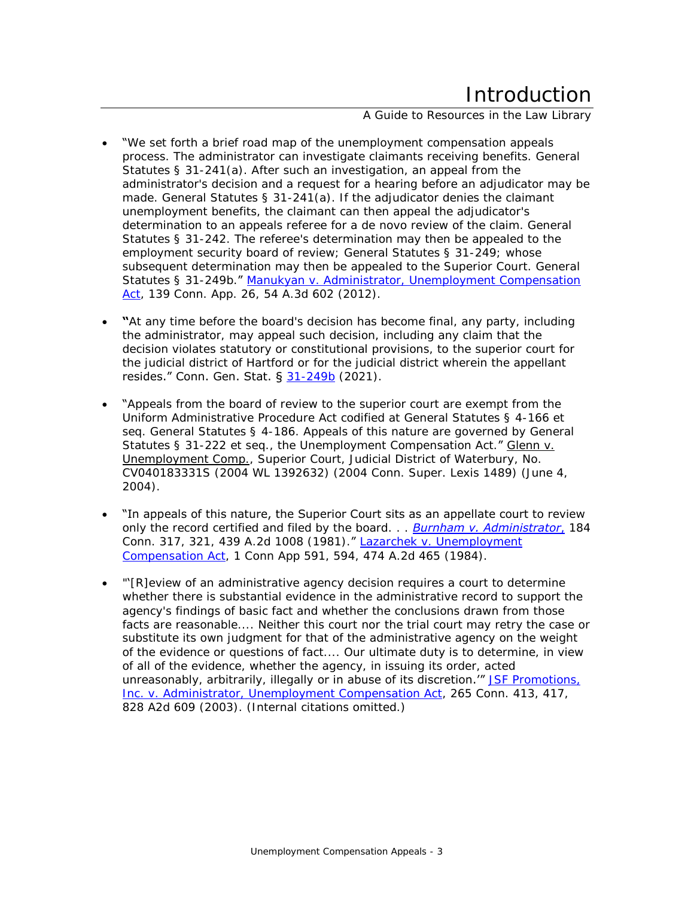# Introduction

A Guide to Resources in the Law Library

- "We set forth a brief road map of the unemployment compensation appeals process. The administrator can investigate claimants receiving benefits. General Statutes § 31-241(a). After such an investigation, an appeal from the administrator's decision and a request for a hearing before an adjudicator may be made. General Statutes § 31-241(a). If the adjudicator denies the claimant unemployment benefits, the claimant can then appeal the adjudicator's determination to an appeals referee for a de novo review of the claim. General Statutes § 31-242. The referee's determination may then be appealed to the employment security board of review; General Statutes § 31-249; whose subsequent determination may then be appealed to the Superior Court. General Statutes § 31-249b." Manukyan v. Administrator, Unemployment Compensation Act, 139 Conn. App. 26, 54 A.3d 602 (2012).

- **"**At any time before the board's decision has become final, any party, including the administrator, may appeal such decision, including any claim that the decision violates statutory or constitutional provisions, to the superior court for the judicial district of Hartford or for the judicial district wherein the appellant resides." Conn. Gen. Stat. § 31-249b (2021).

- "Appeals from the board of review to the superior court are exempt from the Uniform Administrative Procedure Act codified at General Statutes § 4-166 et seq. General Statutes § 4-186. Appeals of this nature are governed by General Statutes § 31-222 et seq., the Unemployment Compensation Act." Glenn v. Unemployment Comp., Superior Court, Judicial District of Waterbury, No. CV040183331S (2004 WL 1392632) (2004 Conn. Super. Lexis 1489) (June 4, 2004).

- "In appeals of this nature, the Superior Court sits as an appellate court to review only the record certified and filed by the board. . . *Burnham v. Administrator,* 184 Conn. 317, 321, 439 A.2d 1008 (1981)." Lazarchek v. Unemployment Compensation Act, 1 Conn App 591, 594, 474 A.2d 465 (1984).

- "'[R]eview of an administrative agency decision requires a court to determine whether there is substantial evidence in the administrative record to support the agency's findings of basic fact and whether the conclusions drawn from those facts are reasonable.... Neither this court nor the trial court may retry the case or substitute its own judgment for that of the administrative agency on the weight of the evidence or questions of fact.... Our ultimate duty is to determine, in view of all of the evidence, whether the agency, in issuing its order, acted unreasonably, arbitrarily, illegally or in abuse of its discretion.'" JSF Promotions, Inc. v. Administrator, Unemployment Compensation Act, 265 Conn. 413, 417, 828 A2d 609 (2003). (Internal citations omitted.)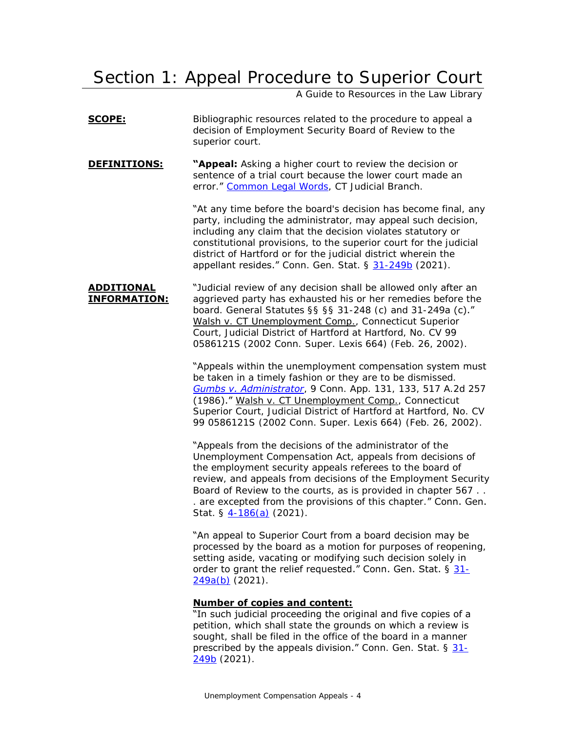# Section 1: Appeal Procedure to Superior Court

A Guide to Resources in the Law Library

**SCOPE:** Bibliographic resources related to the procedure to appeal a decision of Employment Security Board of Review to the superior court.

**DEFINITIONS:** **"Appeal:** Asking a higher court to review the decision or sentence of a trial court because the lower court made an error." Common Legal Words, CT Judicial Branch.

"At any time before the board's decision has become final, any party, including the administrator, may appeal such decision, including any claim that the decision violates statutory or constitutional provisions, to the superior court for the judicial district of Hartford or for the judicial district wherein the appellant resides." Conn. Gen. Stat. § 31-249b (2021).

**ADDITIONAL INFORMATION:** "Judicial review of any decision shall be allowed only after an aggrieved party has exhausted his or her remedies before the board. General Statutes §§ §§ 31-248 (c) and 31-249a (c)." Walsh v. CT Unemployment Comp., Connecticut Superior Court, Judicial District of Hartford at Hartford, No. CV 99 0586121S (2002 Conn. Super. Lexis 664) (Feb. 26, 2002).

"Appeals within the unemployment compensation system must be taken in a timely fashion or they are to be dismissed. *Gumbs v. Administrator*, 9 Conn. App. 131, 133, 517 A.2d 257 (1986)." Walsh v. CT Unemployment Comp., Connecticut Superior Court, Judicial District of Hartford at Hartford, No. CV 99 0586121S (2002 Conn. Super. Lexis 664) (Feb. 26, 2002).

"Appeals from the decisions of the administrator of the Unemployment Compensation Act, appeals from decisions of the employment security appeals referees to the board of review, and appeals from decisions of the Employment Security Board of Review to the courts, as is provided in chapter 567 . . . are excepted from the provisions of this chapter." Conn. Gen. Stat. § 4-186(a) (2021).

"An appeal to Superior Court from a board decision may be processed by the board as a motion for purposes of reopening, setting aside, vacating or modifying such decision solely in order to grant the relief requested." Conn. Gen. Stat. § 31-249a(b) (2021).

**Number of copies and content:**
"In such judicial proceeding the original and five copies of a petition, which shall state the grounds on which a review is sought, shall be filed in the office of the board in a manner prescribed by the appeals division." Conn. Gen. Stat. § 31-249b (2021).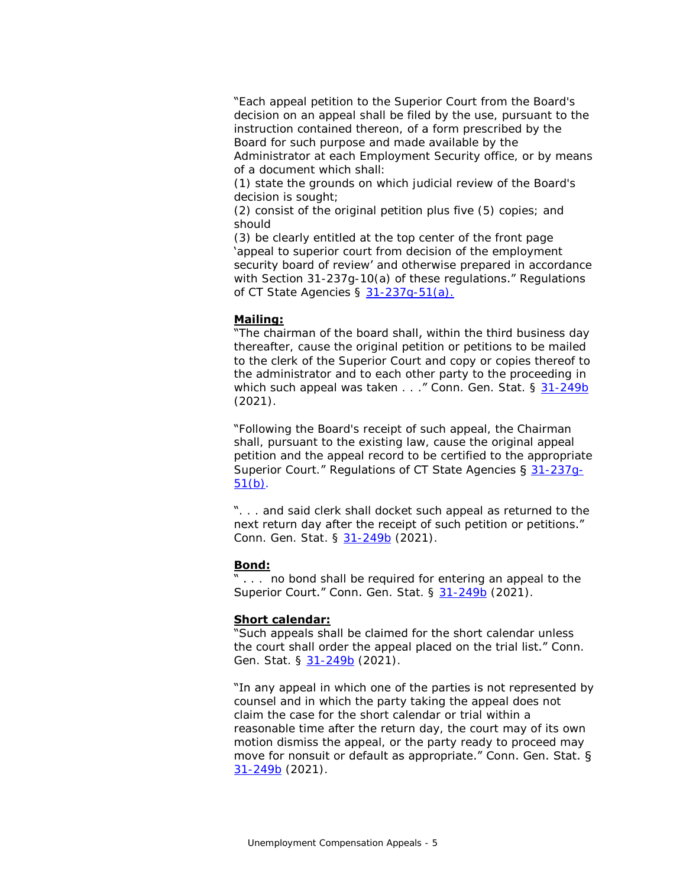"Each appeal petition to the Superior Court from the Board's decision on an appeal shall be filed by the use, pursuant to the instruction contained thereon, of a form prescribed by the Board for such purpose and made available by the Administrator at each Employment Security office, or by means of a document which shall:
(1) state the grounds on which judicial review of the Board's decision is sought;
(2) consist of the original petition plus five (5) copies; and should
(3) be clearly entitled at the top center of the front page 'appeal to superior court from decision of the employment security board of review' and otherwise prepared in accordance with Section 31-237g-10(a) of these regulations." Regulations of CT State Agencies § [31-237g-51(a).]()

**Mailing:**
"The chairman of the board shall, within the third business day thereafter, cause the original petition or petitions to be mailed to the clerk of the Superior Court and copy or copies thereof to the administrator and to each other party to the proceeding in which such appeal was taken . . ." Conn. Gen. Stat. § [31-249b]() (2021).

"Following the Board's receipt of such appeal, the Chairman shall, pursuant to the existing law, cause the original appeal petition and the appeal record to be certified to the appropriate Superior Court." Regulations of CT State Agencies § [31-237g-51(b)]().

". . . and said clerk shall docket such appeal as returned to the next return day after the receipt of such petition or petitions." Conn. Gen. Stat. § [31-249b]() (2021).

**Bond:**
" . . . no bond shall be required for entering an appeal to the Superior Court." Conn. Gen. Stat. § [31-249b]() (2021).

**Short calendar:**
"Such appeals shall be claimed for the short calendar unless the court shall order the appeal placed on the trial list." Conn. Gen. Stat. § [31-249b]() (2021).

"In any appeal in which one of the parties is not represented by counsel and in which the party taking the appeal does not claim the case for the short calendar or trial within a reasonable time after the return day, the court may of its own motion dismiss the appeal, or the party ready to proceed may move for nonsuit or default as appropriate." Conn. Gen. Stat. § [31-249b]() (2021).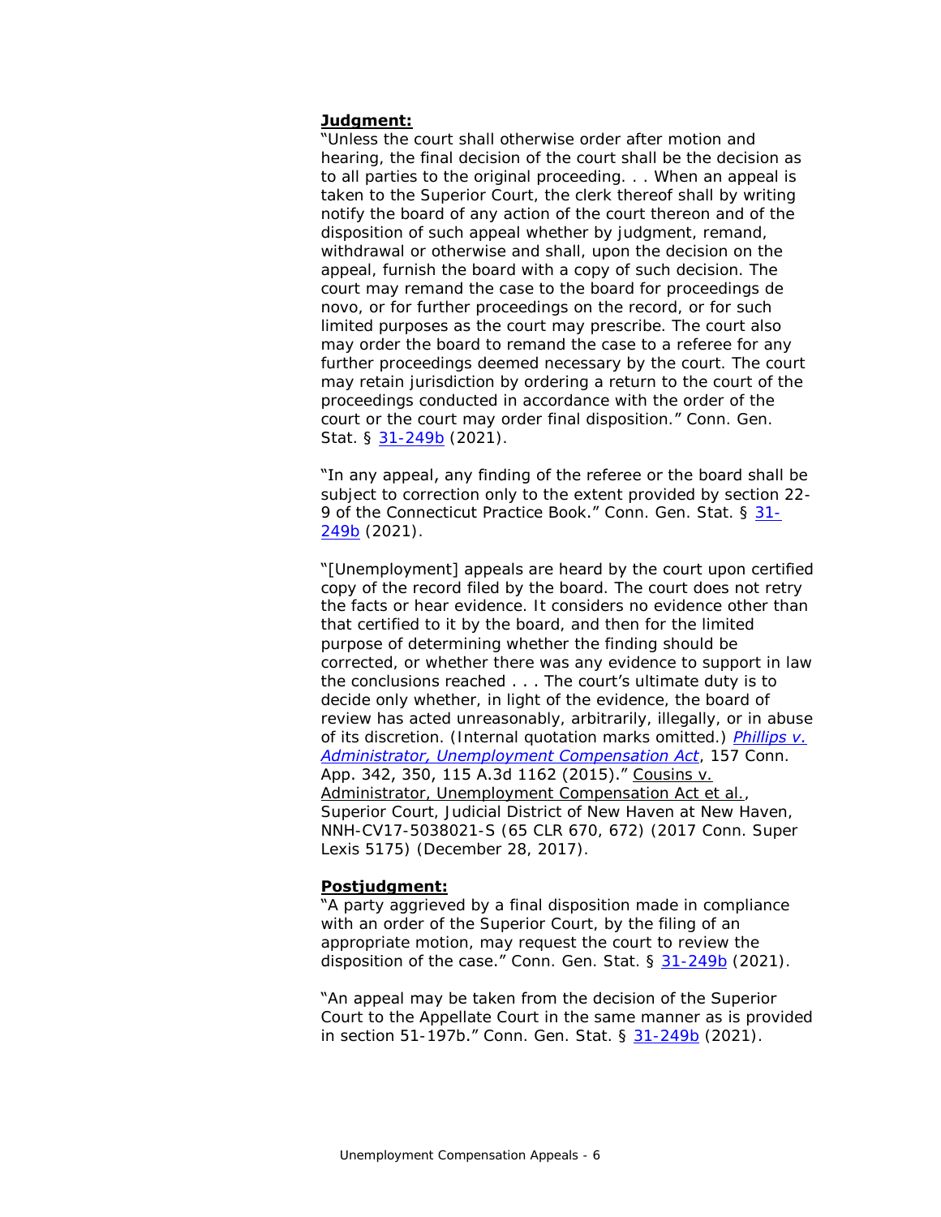**Judgment:**

"Unless the court shall otherwise order after motion and hearing, the final decision of the court shall be the decision as to all parties to the original proceeding. . . When an appeal is taken to the Superior Court, the clerk thereof shall by writing notify the board of any action of the court thereon and of the disposition of such appeal whether by judgment, remand, withdrawal or otherwise and shall, upon the decision on the appeal, furnish the board with a copy of such decision. The court may remand the case to the board for proceedings de novo, or for further proceedings on the record, or for such limited purposes as the court may prescribe. The court also may order the board to remand the case to a referee for any further proceedings deemed necessary by the court. The court may retain jurisdiction by ordering a return to the court of the proceedings conducted in accordance with the order of the court or the court may order final disposition." Conn. Gen. Stat. § 31-249b (2021).

"In any appeal, any finding of the referee or the board shall be subject to correction only to the extent provided by section 22-9 of the Connecticut Practice Book." Conn. Gen. Stat. § 31-249b (2021).

"[Unemployment] appeals are heard by the court upon certified copy of the record filed by the board. The court does not retry the facts or hear evidence. It considers no evidence other than that certified to it by the board, and then for the limited purpose of determining whether the finding should be corrected, or whether there was any evidence to support in law the conclusions reached . . . The court's ultimate duty is to decide only whether, in light of the evidence, the board of review has acted unreasonably, arbitrarily, illegally, or in abuse of its discretion. (Internal quotation marks omitted.) *Phillips v. Administrator, Unemployment Compensation Act*, 157 Conn. App. 342, 350, 115 A.3d 1162 (2015)." Cousins v. Administrator, Unemployment Compensation Act et al., Superior Court, Judicial District of New Haven at New Haven, NNH-CV17-5038021-S (65 CLR 670, 672) (2017 Conn. Super Lexis 5175) (December 28, 2017).

**Postjudgment:**

"A party aggrieved by a final disposition made in compliance with an order of the Superior Court, by the filing of an appropriate motion, may request the court to review the disposition of the case." Conn. Gen. Stat. § 31-249b (2021).

"An appeal may be taken from the decision of the Superior Court to the Appellate Court in the same manner as is provided in section 51-197b." Conn. Gen. Stat. § 31-249b (2021).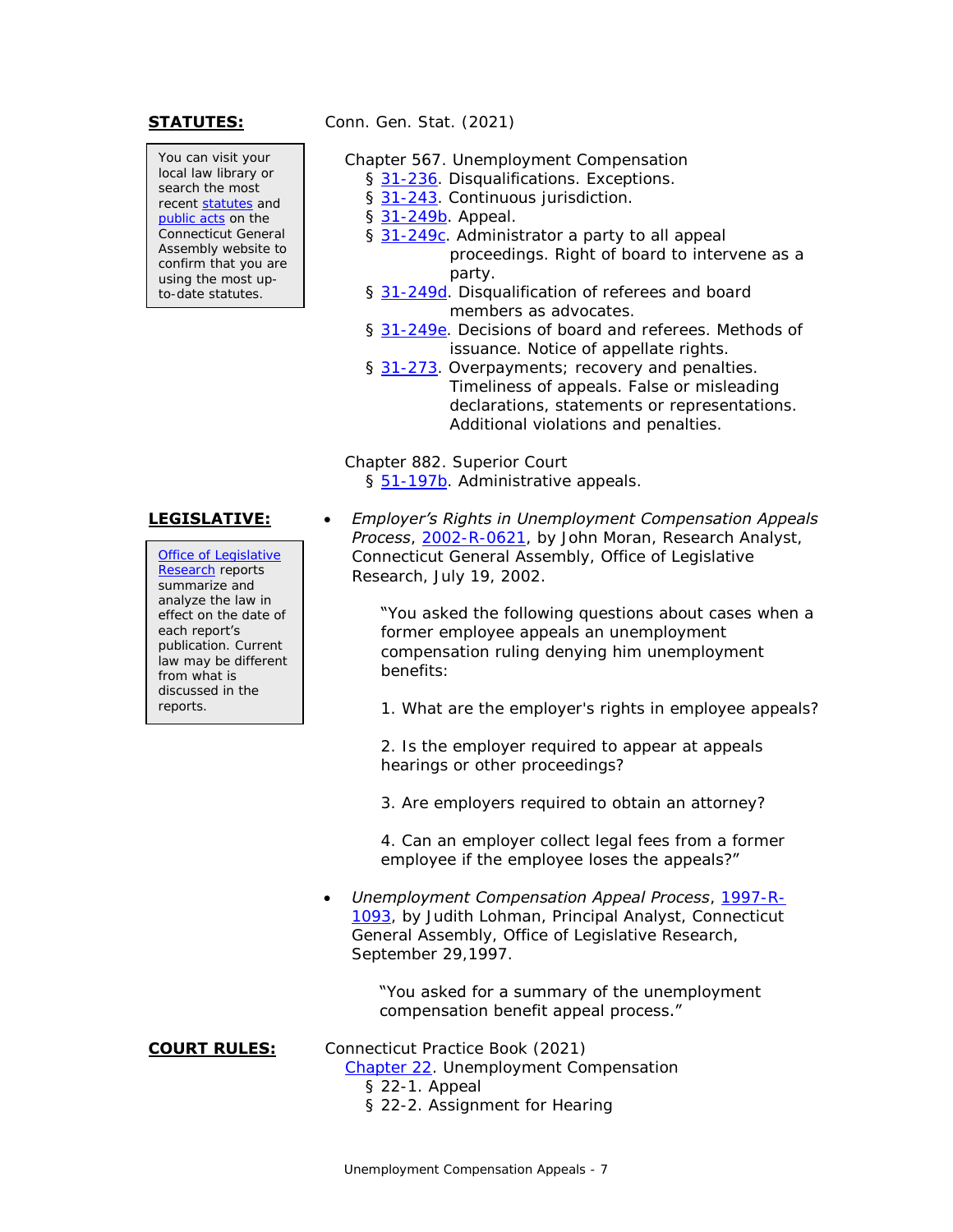**STATUTES:**

> You can visit your local law library or search the most recent statutes and public acts on the Connecticut General Assembly website to confirm that you are using the most up-to-date statutes.

Conn. Gen. Stat. (2021)

Chapter 567. Unemployment Compensation
- § 31-236. Disqualifications. Exceptions.
- § 31-243. Continuous jurisdiction.
- § 31-249b. Appeal.
- § 31-249c. Administrator a party to all appeal proceedings. Right of board to intervene as a party.
- § 31-249d. Disqualification of referees and board members as advocates.
- § 31-249e. Decisions of board and referees. Methods of issuance. Notice of appellate rights.
- § 31-273. Overpayments; recovery and penalties. Timeliness of appeals. False or misleading declarations, statements or representations. Additional violations and penalties.

Chapter 882. Superior Court
- § 51-197b. Administrative appeals.

**LEGISLATIVE:**

> Office of Legislative Research reports summarize and analyze the law in effect on the date of each report's publication. Current law may be different from what is discussed in the reports.

- *Employer's Rights in Unemployment Compensation Appeals Process*, 2002-R-0621, by John Moran, Research Analyst, Connecticut General Assembly, Office of Legislative Research, July 19, 2002.

  "You asked the following questions about cases when a former employee appeals an unemployment compensation ruling denying him unemployment benefits:

  1. What are the employer's rights in employee appeals?

  2. Is the employer required to appear at appeals hearings or other proceedings?

  3. Are employers required to obtain an attorney?

  4. Can an employer collect legal fees from a former employee if the employee loses the appeals?"

- *Unemployment Compensation Appeal Process*, 1997-R-1093, by Judith Lohman, Principal Analyst, Connecticut General Assembly, Office of Legislative Research, September 29,1997.

  "You asked for a summary of the unemployment compensation benefit appeal process."

**COURT RULES:**

Connecticut Practice Book (2021)

Chapter 22. Unemployment Compensation
- § 22-1. Appeal
- § 22-2. Assignment for Hearing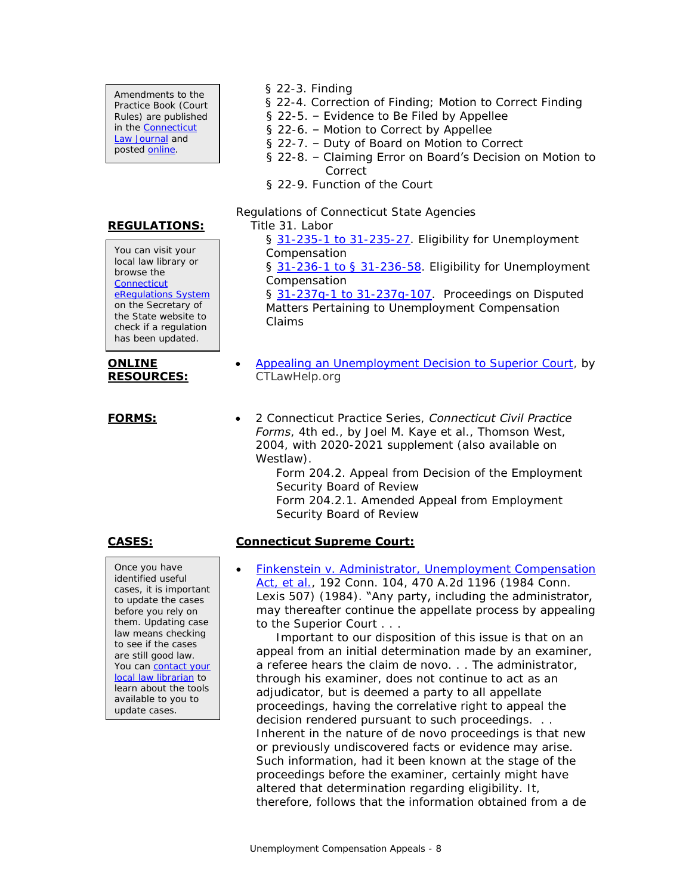Amendments to the Practice Book (Court Rules) are published in the Connecticut Law Journal and posted online.

§ 22-3. Finding
§ 22-4. Correction of Finding; Motion to Correct Finding
§ 22-5. – Evidence to Be Filed by Appellee
§ 22-6. – Motion to Correct by Appellee
§ 22-7. – Duty of Board on Motion to Correct
§ 22-8. – Claiming Error on Board's Decision on Motion to Correct
§ 22-9. Function of the Court

**REGULATIONS:**

You can visit your local law library or browse the Connecticut eRegulations System on the Secretary of the State website to check if a regulation has been updated.

Regulations of Connecticut State Agencies
Title 31. Labor
§ 31-235-1 to 31-235-27. Eligibility for Unemployment Compensation
§ 31-236-1 to § 31-236-58. Eligibility for Unemployment Compensation
§ 31-237g-1 to 31-237g-107. Proceedings on Disputed Matters Pertaining to Unemployment Compensation Claims

**ONLINE RESOURCES:**

- Appealing an Unemployment Decision to Superior Court, by CTLawHelp.org

**FORMS:**

- 2 Connecticut Practice Series, *Connecticut Civil Practice Forms*, 4th ed., by Joel M. Kaye et al., Thomson West, 2004, with 2020-2021 supplement (also available on Westlaw).
  Form 204.2. Appeal from Decision of the Employment Security Board of Review
  Form 204.2.1. Amended Appeal from Employment Security Board of Review

**CASES:**

Once you have identified useful cases, it is important to update the cases before you rely on them. Updating case law means checking to see if the cases are still good law. You can contact your local law librarian to learn about the tools available to you to update cases.

**Connecticut Supreme Court:**

- Finkenstein v. Administrator, Unemployment Compensation Act, et al., 192 Conn. 104, 470 A.2d 1196 (1984 Conn. Lexis 507) (1984). "Any party, including the administrator, may thereafter continue the appellate process by appealing to the Superior Court . . .
  Important to our disposition of this issue is that on an appeal from an initial determination made by an examiner, a referee hears the claim de novo. . . The administrator, through his examiner, does not continue to act as an adjudicator, but is deemed a party to all appellate proceedings, having the correlative right to appeal the decision rendered pursuant to such proceedings. . . Inherent in the nature of de novo proceedings is that new or previously undiscovered facts or evidence may arise. Such information, had it been known at the stage of the proceedings before the examiner, certainly might have altered that determination regarding eligibility. It, therefore, follows that the information obtained from a de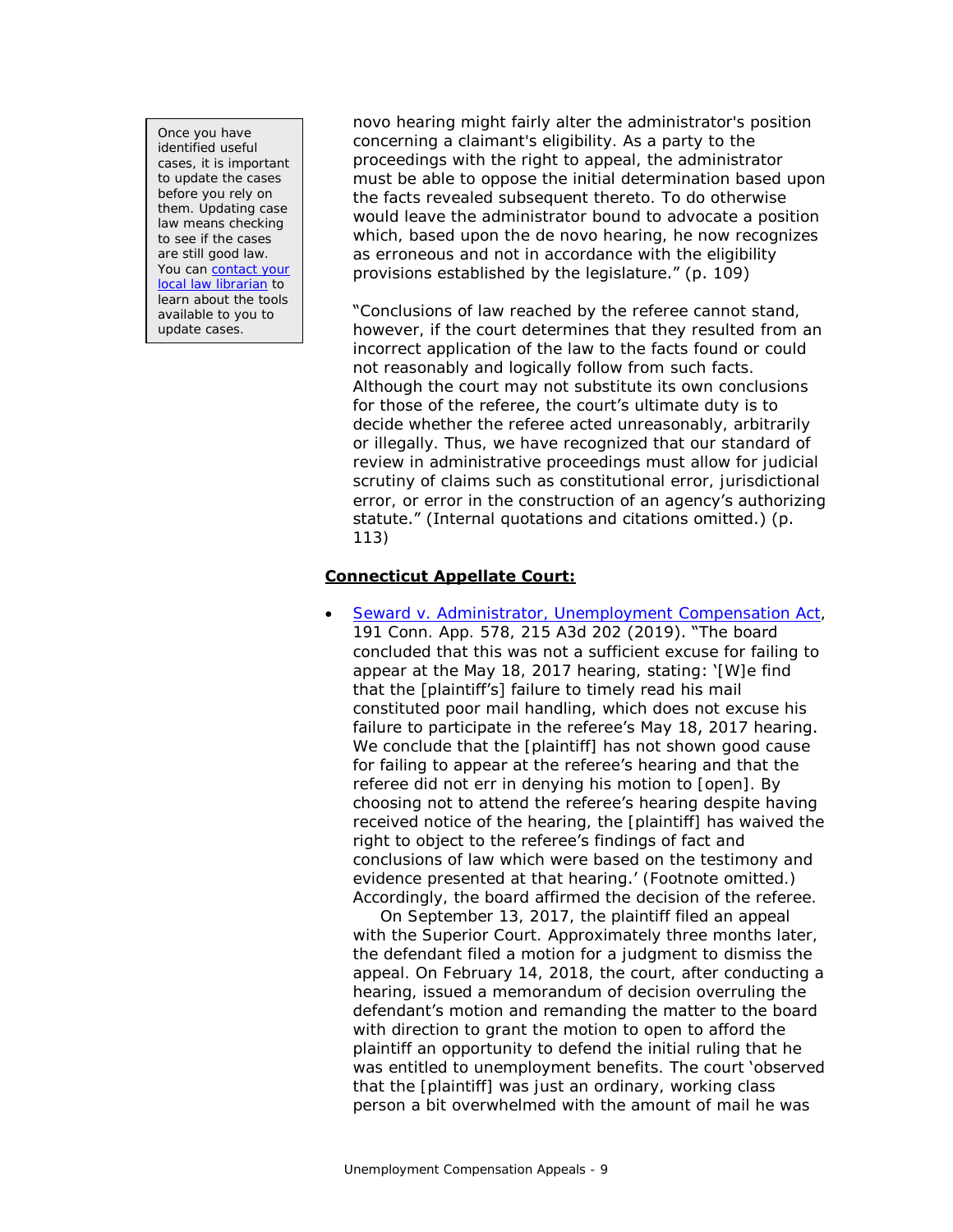> Once you have identified useful cases, it is important to update the cases before you rely on them. Updating case law means checking to see if the cases are still good law. You can contact your local law librarian to learn about the tools available to you to update cases.

novo hearing might fairly alter the administrator's position concerning a claimant's eligibility. As a party to the proceedings with the right to appeal, the administrator must be able to oppose the initial determination based upon the facts revealed subsequent thereto. To do otherwise would leave the administrator bound to advocate a position which, based upon the de novo hearing, he now recognizes as erroneous and not in accordance with the eligibility provisions established by the legislature." (p. 109)

"Conclusions of law reached by the referee cannot stand, however, if the court determines that they resulted from an incorrect application of the law to the facts found or could not reasonably and logically follow from such facts. Although the court may not substitute its own conclusions for those of the referee, the court's ultimate duty is to decide whether the referee acted unreasonably, arbitrarily or illegally. Thus, we have recognized that our standard of review in administrative proceedings must allow for judicial scrutiny of claims such as constitutional error, jurisdictional error, or error in the construction of an agency's authorizing statute." (Internal quotations and citations omitted.) (p. 113)

**Connecticut Appellate Court:**

- Seward v. Administrator, Unemployment Compensation Act, 191 Conn. App. 578, 215 A3d 202 (2019). "The board concluded that this was not a sufficient excuse for failing to appear at the May 18, 2017 hearing, stating: '[W]e find that the [plaintiff's] failure to timely read his mail constituted poor mail handling, which does not excuse his failure to participate in the referee's May 18, 2017 hearing. We conclude that the [plaintiff] has not shown good cause for failing to appear at the referee's hearing and that the referee did not err in denying his motion to [open]. By choosing not to attend the referee's hearing despite having received notice of the hearing, the [plaintiff] has waived the right to object to the referee's findings of fact and conclusions of law which were based on the testimony and evidence presented at that hearing.' (Footnote omitted.) Accordingly, the board affirmed the decision of the referee.

  On September 13, 2017, the plaintiff filed an appeal with the Superior Court. Approximately three months later, the defendant filed a motion for a judgment to dismiss the appeal. On February 14, 2018, the court, after conducting a hearing, issued a memorandum of decision overruling the defendant's motion and remanding the matter to the board with direction to grant the motion to open to afford the plaintiff an opportunity to defend the initial ruling that he was entitled to unemployment benefits. The court 'observed that the [plaintiff] was just an ordinary, working class person a bit overwhelmed with the amount of mail he was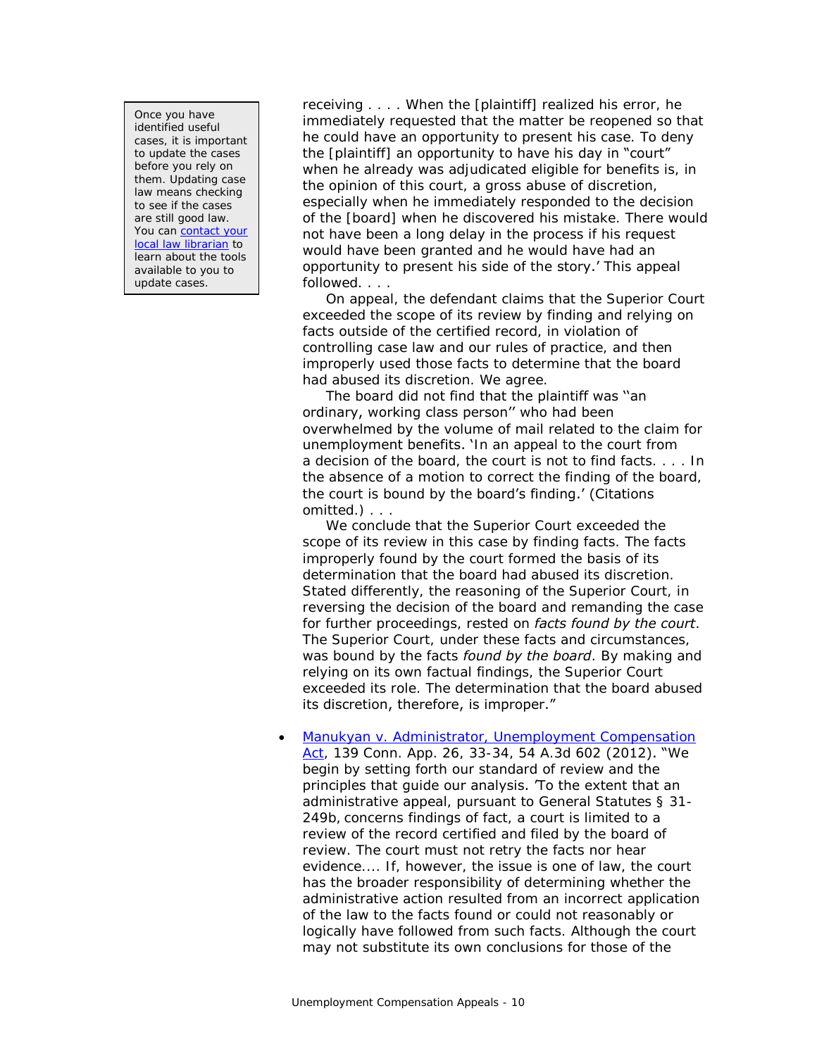> Once you have identified useful cases, it is important to update the cases before you rely on them. Updating case law means checking to see if the cases are still good law. You can contact your local law librarian to learn about the tools available to you to update cases.

receiving . . . . When the [plaintiff] realized his error, he immediately requested that the matter be reopened so that he could have an opportunity to present his case. To deny the [plaintiff] an opportunity to have his day in "court" when he already was adjudicated eligible for benefits is, in the opinion of this court, a gross abuse of discretion, especially when he immediately responded to the decision of the [board] when he discovered his mistake. There would not have been a long delay in the process if his request would have been granted and he would have had an opportunity to present his side of the story.' This appeal followed. . . .

On appeal, the defendant claims that the Superior Court exceeded the scope of its review by finding and relying on facts outside of the certified record, in violation of controlling case law and our rules of practice, and then improperly used those facts to determine that the board had abused its discretion. We agree.

The board did not find that the plaintiff was ''an ordinary, working class person'' who had been overwhelmed by the volume of mail related to the claim for unemployment benefits. 'In an appeal to the court from a decision of the board, the court is not to find facts. . . . In the absence of a motion to correct the finding of the board, the court is bound by the board's finding.' (Citations omitted.) . . .

We conclude that the Superior Court exceeded the scope of its review in this case by finding facts. The facts improperly found by the court formed the basis of its determination that the board had abused its discretion. Stated differently, the reasoning of the Superior Court, in reversing the decision of the board and remanding the case for further proceedings, rested on *facts found by the court*. The Superior Court, under these facts and circumstances, was bound by the facts *found by the board*. By making and relying on its own factual findings, the Superior Court exceeded its role. The determination that the board abused its discretion, therefore, is improper."

- Manukyan v. Administrator, Unemployment Compensation Act, 139 Conn. App. 26, 33-34, 54 A.3d 602 (2012). "We begin by setting forth our standard of review and the principles that guide our analysis. 'To the extent that an administrative appeal, pursuant to General Statutes § 31-249b, concerns findings of fact, a court is limited to a review of the record certified and filed by the board of review. The court must not retry the facts nor hear evidence.... If, however, the issue is one of law, the court has the broader responsibility of determining whether the administrative action resulted from an incorrect application of the law to the facts found or could not reasonably or logically have followed from such facts. Although the court may not substitute its own conclusions for those of the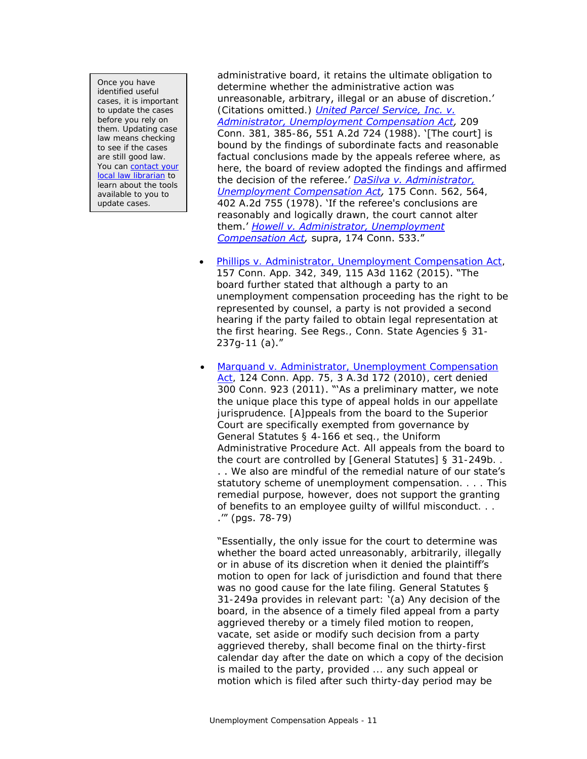> Once you have identified useful cases, it is important to update the cases before you rely on them. Updating case law means checking to see if the cases are still good law. You can contact your local law librarian to learn about the tools available to you to update cases.

administrative board, it retains the ultimate obligation to determine whether the administrative action was unreasonable, arbitrary, illegal or an abuse of discretion.' (Citations omitted.) *United Parcel Service, Inc. v. Administrator, Unemployment Compensation Act*, 209 Conn. 381, 385-86, 551 A.2d 724 (1988). '[The court] is bound by the findings of subordinate facts and reasonable factual conclusions made by the appeals referee where, as here, the board of review adopted the findings and affirmed the decision of the referee.' *DaSilva v. Administrator, Unemployment Compensation Act*, 175 Conn. 562, 564, 402 A.2d 755 (1978). 'If the referee's conclusions are reasonably and logically drawn, the court cannot alter them.' *Howell v. Administrator, Unemployment Compensation Act*, supra, 174 Conn. 533."

- Phillips v. Administrator, Unemployment Compensation Act, 157 Conn. App. 342, 349, 115 A3d 1162 (2015). "The board further stated that although a party to an unemployment compensation proceeding has the right to be represented by counsel, a party is not provided a second hearing if the party failed to obtain legal representation at the first hearing. See Regs., Conn. State Agencies § 31-237g-11 (a)."

- Marquand v. Administrator, Unemployment Compensation Act, 124 Conn. App. 75, 3 A.3d 172 (2010), cert denied 300 Conn. 923 (2011). "'As a preliminary matter, we note the unique place this type of appeal holds in our appellate jurisprudence. [A]ppeals from the board to the Superior Court are specifically exempted from governance by General Statutes § 4-166 et seq., the Uniform Administrative Procedure Act. All appeals from the board to the court are controlled by [General Statutes] § 31-249b. . . . We also are mindful of the remedial nature of our state's statutory scheme of unemployment compensation. . . . This remedial purpose, however, does not support the granting of benefits to an employee guilty of willful misconduct. . . .'" (pgs. 78-79)

  "Essentially, the only issue for the court to determine was whether the board acted unreasonably, arbitrarily, illegally or in abuse of its discretion when it denied the plaintiff's motion to open for lack of jurisdiction and found that there was no good cause for the late filing. General Statutes § 31-249a provides in relevant part: '(a) Any decision of the board, in the absence of a timely filed appeal from a party aggrieved thereby or a timely filed motion to reopen, vacate, set aside or modify such decision from a party aggrieved thereby, shall become final on the thirty-first calendar day after the date on which a copy of the decision is mailed to the party, provided ... any such appeal or motion which is filed after such thirty-day period may be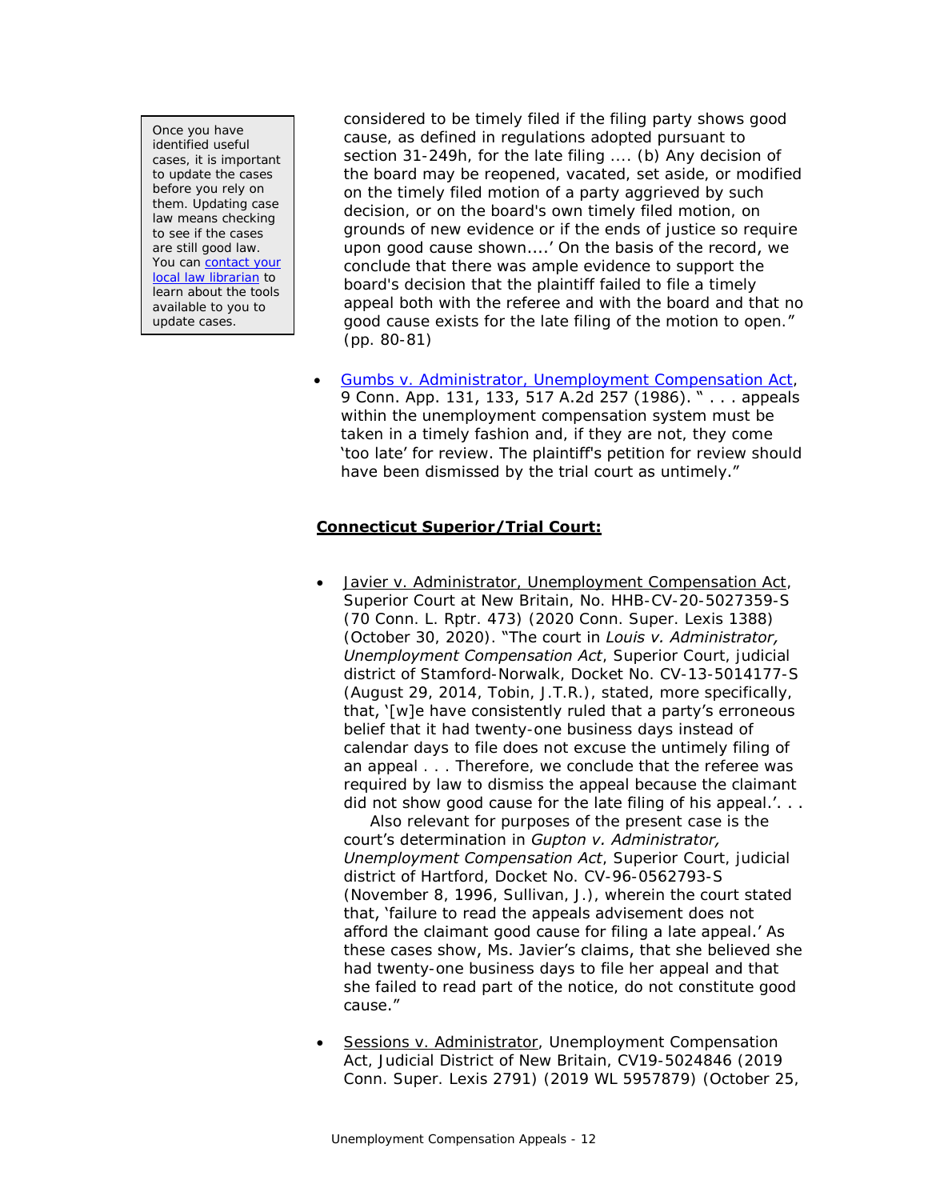Once you have identified useful cases, it is important to update the cases before you rely on them. Updating case law means checking to see if the cases are still good law. You can contact your local law librarian to learn about the tools available to you to update cases.

considered to be timely filed if the filing party shows good cause, as defined in regulations adopted pursuant to section 31-249h, for the late filing .... (b) Any decision of the board may be reopened, vacated, set aside, or modified on the timely filed motion of a party aggrieved by such decision, or on the board's own timely filed motion, on grounds of new evidence or if the ends of justice so require upon good cause shown....' On the basis of the record, we conclude that there was ample evidence to support the board's decision that the plaintiff failed to file a timely appeal both with the referee and with the board and that no good cause exists for the late filing of the motion to open." (pp. 80-81)

- Gumbs v. Administrator, Unemployment Compensation Act, 9 Conn. App. 131, 133, 517 A.2d 257 (1986). " . . . appeals within the unemployment compensation system must be taken in a timely fashion and, if they are not, they come 'too late' for review. The plaintiff's petition for review should have been dismissed by the trial court as untimely."

**Connecticut Superior/Trial Court:**

- Javier v. Administrator, Unemployment Compensation Act, Superior Court at New Britain, No. HHB-CV-20-5027359-S (70 Conn. L. Rptr. 473) (2020 Conn. Super. Lexis 1388) (October 30, 2020). "The court in *Louis v. Administrator, Unemployment Compensation Act*, Superior Court, judicial district of Stamford-Norwalk, Docket No. CV-13-5014177-S (August 29, 2014, Tobin, J.T.R.), stated, more specifically, that, '[w]e have consistently ruled that a party's erroneous belief that it had twenty-one business days instead of calendar days to file does not excuse the untimely filing of an appeal . . . Therefore, we conclude that the referee was required by law to dismiss the appeal because the claimant did not show good cause for the late filing of his appeal.'. . .
  Also relevant for purposes of the present case is the court's determination in *Gupton v. Administrator, Unemployment Compensation Act*, Superior Court, judicial district of Hartford, Docket No. CV-96-0562793-S (November 8, 1996, Sullivan, J.), wherein the court stated that, 'failure to read the appeals advisement does not afford the claimant good cause for filing a late appeal.' As these cases show, Ms. Javier's claims, that she believed she had twenty-one business days to file her appeal and that she failed to read part of the notice, do not constitute good cause."

- Sessions v. Administrator, Unemployment Compensation Act, Judicial District of New Britain, CV19-5024846 (2019 Conn. Super. Lexis 2791) (2019 WL 5957879) (October 25,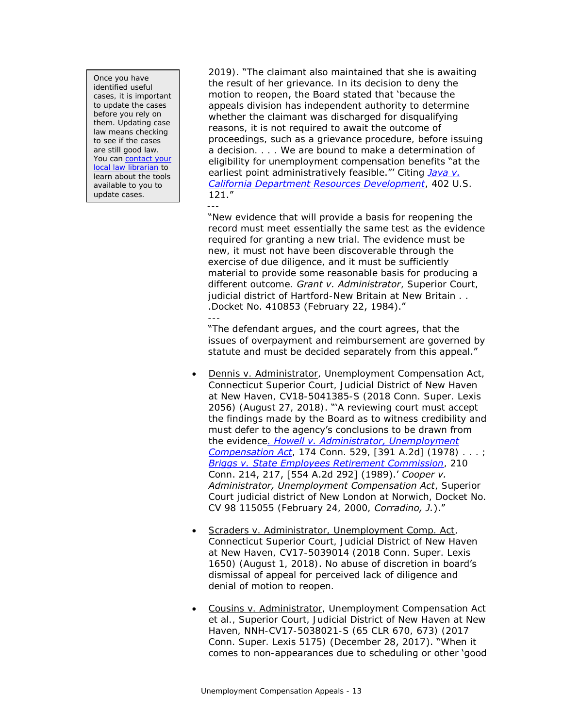> Once you have identified useful cases, it is important to update the cases before you rely on them. Updating case law means checking to see if the cases are still good law. You can contact your local law librarian to learn about the tools available to you to update cases.

2019). "The claimant also maintained that she is awaiting the result of her grievance. In its decision to deny the motion to reopen, the Board stated that 'because the appeals division has independent authority to determine whether the claimant was discharged for disqualifying reasons, it is not required to await the outcome of proceedings, such as a grievance procedure, before issuing a decision. . . . We are bound to make a determination of eligibility for unemployment compensation benefits "at the earliest point administratively feasible."' Citing *Java v. California Department Resources Development*, 402 U.S. 121."

---

"New evidence that will provide a basis for reopening the record must meet essentially the same test as the evidence required for granting a new trial. The evidence must be new, it must not have been discoverable through the exercise of due diligence, and it must be sufficiently material to provide some reasonable basis for producing a different outcome. *Grant v. Administrator*, Superior Court, judicial district of Hartford-New Britain at New Britain . . .Docket No. 410853 (February 22, 1984)."

---

"The defendant argues, and the court agrees, that the issues of overpayment and reimbursement are governed by statute and must be decided separately from this appeal."

- Dennis v. Administrator, Unemployment Compensation Act, Connecticut Superior Court, Judicial District of New Haven at New Haven, CV18-5041385-S (2018 Conn. Super. Lexis 2056) (August 27, 2018). "'A reviewing court must accept the findings made by the Board as to witness credibility and must defer to the agency's conclusions to be drawn from the evidence. *Howell v. Administrator, Unemployment Compensation Act*, 174 Conn. 529, [391 A.2d] (1978) . . . ; *Briggs v. State Employees Retirement Commission*, 210 Conn. 214, 217, [554 A.2d 292] (1989).' *Cooper v. Administrator, Unemployment Compensation Act*, Superior Court judicial district of New London at Norwich, Docket No. CV 98 115055 (February 24, 2000, *Corradino, J.*)."

- Scraders v. Administrator, Unemployment Comp. Act, Connecticut Superior Court, Judicial District of New Haven at New Haven, CV17-5039014 (2018 Conn. Super. Lexis 1650) (August 1, 2018). No abuse of discretion in board's dismissal of appeal for perceived lack of diligence and denial of motion to reopen.

- Cousins v. Administrator, Unemployment Compensation Act et al., Superior Court, Judicial District of New Haven at New Haven, NNH-CV17-5038021-S (65 CLR 670, 673) (2017 Conn. Super. Lexis 5175) (December 28, 2017). "When it comes to non-appearances due to scheduling or other 'good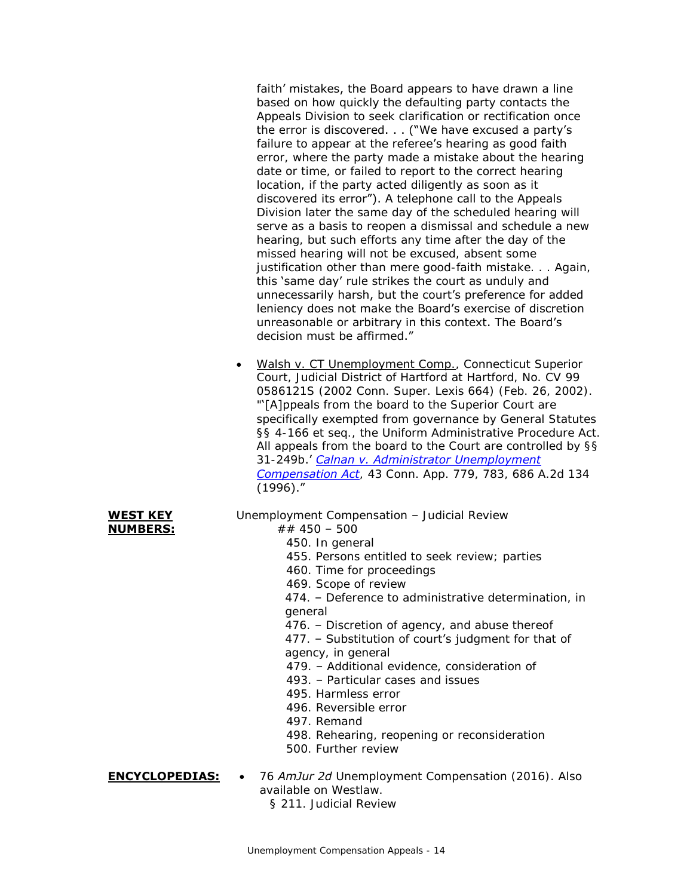faith' mistakes, the Board appears to have drawn a line based on how quickly the defaulting party contacts the Appeals Division to seek clarification or rectification once the error is discovered. . . ("We have excused a party's failure to appear at the referee's hearing as good faith error, where the party made a mistake about the hearing date or time, or failed to report to the correct hearing location, if the party acted diligently as soon as it discovered its error"). A telephone call to the Appeals Division later the same day of the scheduled hearing will serve as a basis to reopen a dismissal and schedule a new hearing, but such efforts any time after the day of the missed hearing will not be excused, absent some justification other than mere good-faith mistake. . . Again, this 'same day' rule strikes the court as unduly and unnecessarily harsh, but the court's preference for added leniency does not make the Board's exercise of discretion unreasonable or arbitrary in this context. The Board's decision must be affirmed."

- Walsh v. CT Unemployment Comp., Connecticut Superior Court, Judicial District of Hartford at Hartford, No. CV 99 0586121S (2002 Conn. Super. Lexis 664) (Feb. 26, 2002). "'[A]ppeals from the board to the Superior Court are specifically exempted from governance by General Statutes §§ 4-166 et seq., the Uniform Administrative Procedure Act. All appeals from the board to the Court are controlled by §§ 31-249b.' *Calnan v. Administrator Unemployment Compensation Act*, 43 Conn. App. 779, 783, 686 A.2d 134 (1996)."

**WEST KEY NUMBERS:**

Unemployment Compensation – Judicial Review

## 450 – 500

- 450. In general
- 455. Persons entitled to seek review; parties
- 460. Time for proceedings
- 469. Scope of review
- 474. – Deference to administrative determination, in general
- 476. – Discretion of agency, and abuse thereof
- 477. – Substitution of court's judgment for that of agency, in general
- 479. – Additional evidence, consideration of
- 493. – Particular cases and issues
- 495. Harmless error
- 496. Reversible error
- 497. Remand
- 498. Rehearing, reopening or reconsideration
- 500. Further review

**ENCYCLOPEDIAS:**

- 76 *AmJur 2d* Unemployment Compensation (2016). Also available on Westlaw.
  - § 211. Judicial Review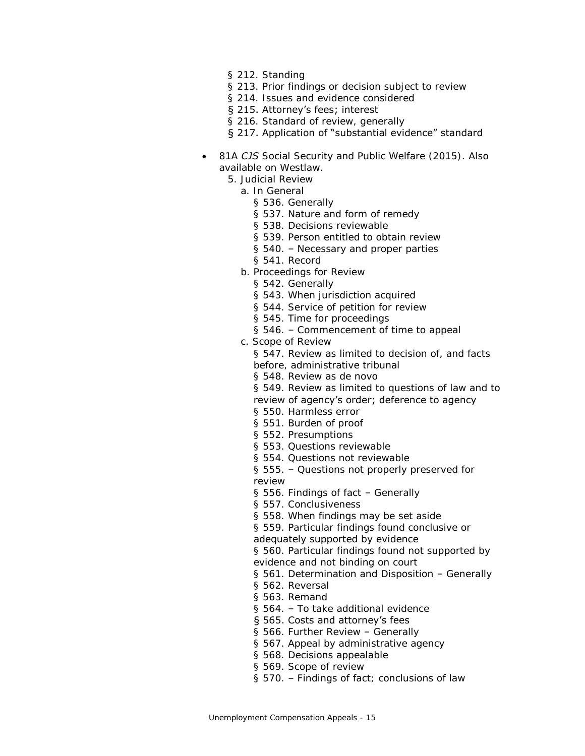- § 212. Standing
- § 213. Prior findings or decision subject to review
- § 214. Issues and evidence considered
- § 215. Attorney's fees; interest
- § 216. Standard of review, generally
- § 217. Application of "substantial evidence" standard

- 81A *CJS* Social Security and Public Welfare (2015). Also available on Westlaw.
  - 5. Judicial Review
    - a. In General
      - § 536. Generally
      - § 537. Nature and form of remedy
      - § 538. Decisions reviewable
      - § 539. Person entitled to obtain review
      - § 540. – Necessary and proper parties
      - § 541. Record
    - b. Proceedings for Review
      - § 542. Generally
      - § 543. When jurisdiction acquired
      - § 544. Service of petition for review
      - § 545. Time for proceedings
      - § 546. – Commencement of time to appeal
    - c. Scope of Review
      - § 547. Review as limited to decision of, and facts before, administrative tribunal
      - § 548. Review as de novo
      - § 549. Review as limited to questions of law and to review of agency's order; deference to agency
      - § 550. Harmless error
      - § 551. Burden of proof
      - § 552. Presumptions
      - § 553. Questions reviewable
      - § 554. Questions not reviewable
      - § 555. – Questions not properly preserved for review
      - § 556. Findings of fact – Generally
      - § 557. Conclusiveness
      - § 558. When findings may be set aside
      - § 559. Particular findings found conclusive or adequately supported by evidence
      - § 560. Particular findings found not supported by evidence and not binding on court
      - § 561. Determination and Disposition – Generally
      - § 562. Reversal
      - § 563. Remand
      - § 564. – To take additional evidence
      - § 565. Costs and attorney's fees
      - § 566. Further Review – Generally
      - § 567. Appeal by administrative agency
      - § 568. Decisions appealable
      - § 569. Scope of review
      - § 570. – Findings of fact; conclusions of law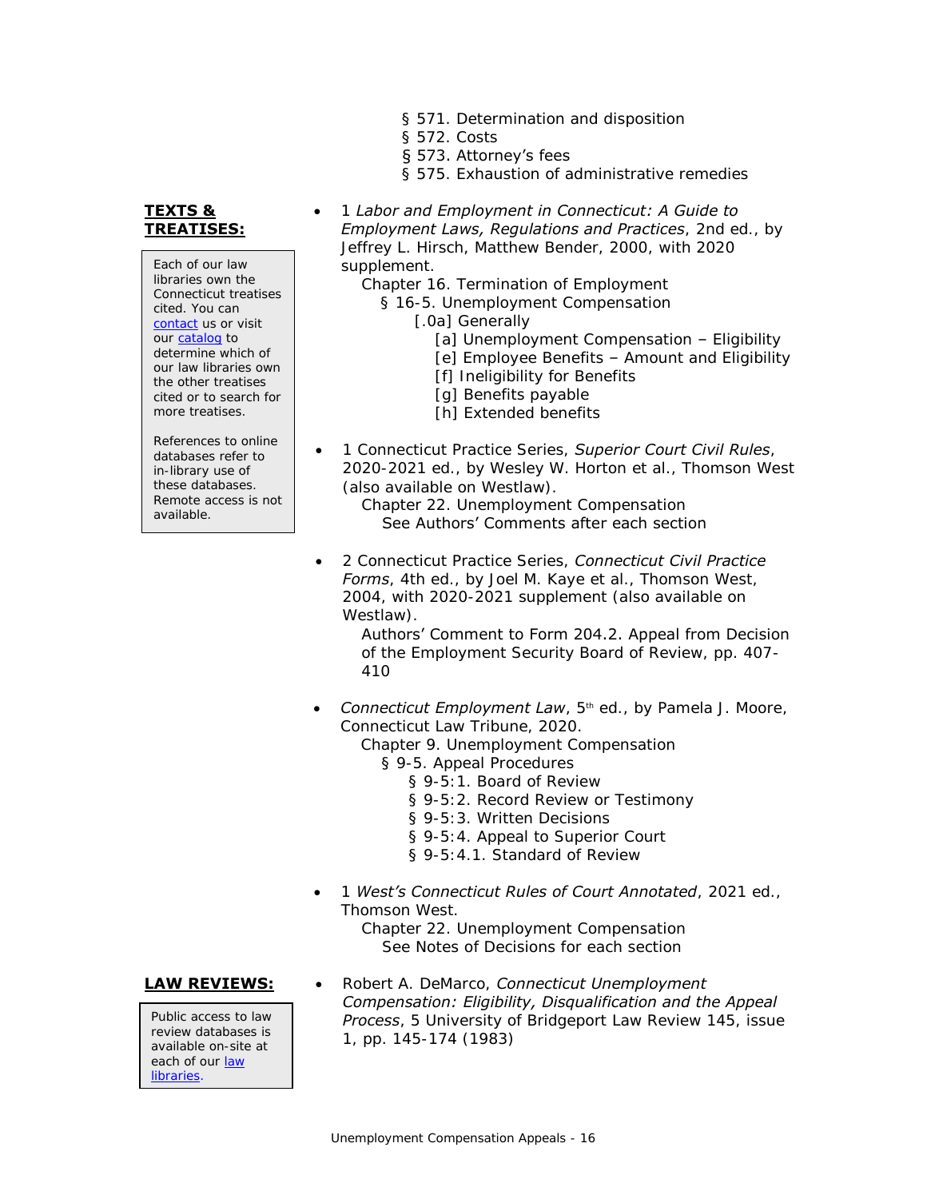§ 571. Determination and disposition
§ 572. Costs
§ 573. Attorney's fees
§ 575. Exhaustion of administrative remedies

**TEXTS & TREATISES:**

Each of our law libraries own the Connecticut treatises cited. You can contact us or visit our catalog to determine which of our law libraries own the other treatises cited or to search for more treatises.

References to online databases refer to in-library use of these databases. Remote access is not available.

- 1 *Labor and Employment in Connecticut: A Guide to Employment Laws, Regulations and Practices*, 2nd ed., by Jeffrey L. Hirsch, Matthew Bender, 2000, with 2020 supplement.
  - Chapter 16. Termination of Employment
    - § 16-5. Unemployment Compensation
      - [.0a] Generally
        - [a] Unemployment Compensation – Eligibility
        - [e] Employee Benefits – Amount and Eligibility
        - [f] Ineligibility for Benefits
        - [g] Benefits payable
        - [h] Extended benefits

- 1 Connecticut Practice Series, *Superior Court Civil Rules*, 2020-2021 ed., by Wesley W. Horton et al., Thomson West (also available on Westlaw).
  - Chapter 22. Unemployment Compensation
    - See Authors' Comments after each section

- 2 Connecticut Practice Series, *Connecticut Civil Practice Forms*, 4th ed., by Joel M. Kaye et al., Thomson West, 2004, with 2020-2021 supplement (also available on Westlaw).
  - Authors' Comment to Form 204.2. Appeal from Decision of the Employment Security Board of Review, pp. 407-410

- *Connecticut Employment Law*, 5th ed., by Pamela J. Moore, Connecticut Law Tribune, 2020.
  - Chapter 9. Unemployment Compensation
    - § 9-5. Appeal Procedures
      - § 9-5:1. Board of Review
      - § 9-5:2. Record Review or Testimony
      - § 9-5:3. Written Decisions
      - § 9-5:4. Appeal to Superior Court
      - § 9-5:4.1. Standard of Review

- 1 *West's Connecticut Rules of Court Annotated*, 2021 ed., Thomson West.
  - Chapter 22. Unemployment Compensation
    - See Notes of Decisions for each section

**LAW REVIEWS:**

Public access to law review databases is available on-site at each of our law libraries.

- Robert A. DeMarco, *Connecticut Unemployment Compensation: Eligibility, Disqualification and the Appeal Process*, 5 University of Bridgeport Law Review 145, issue 1, pp. 145-174 (1983)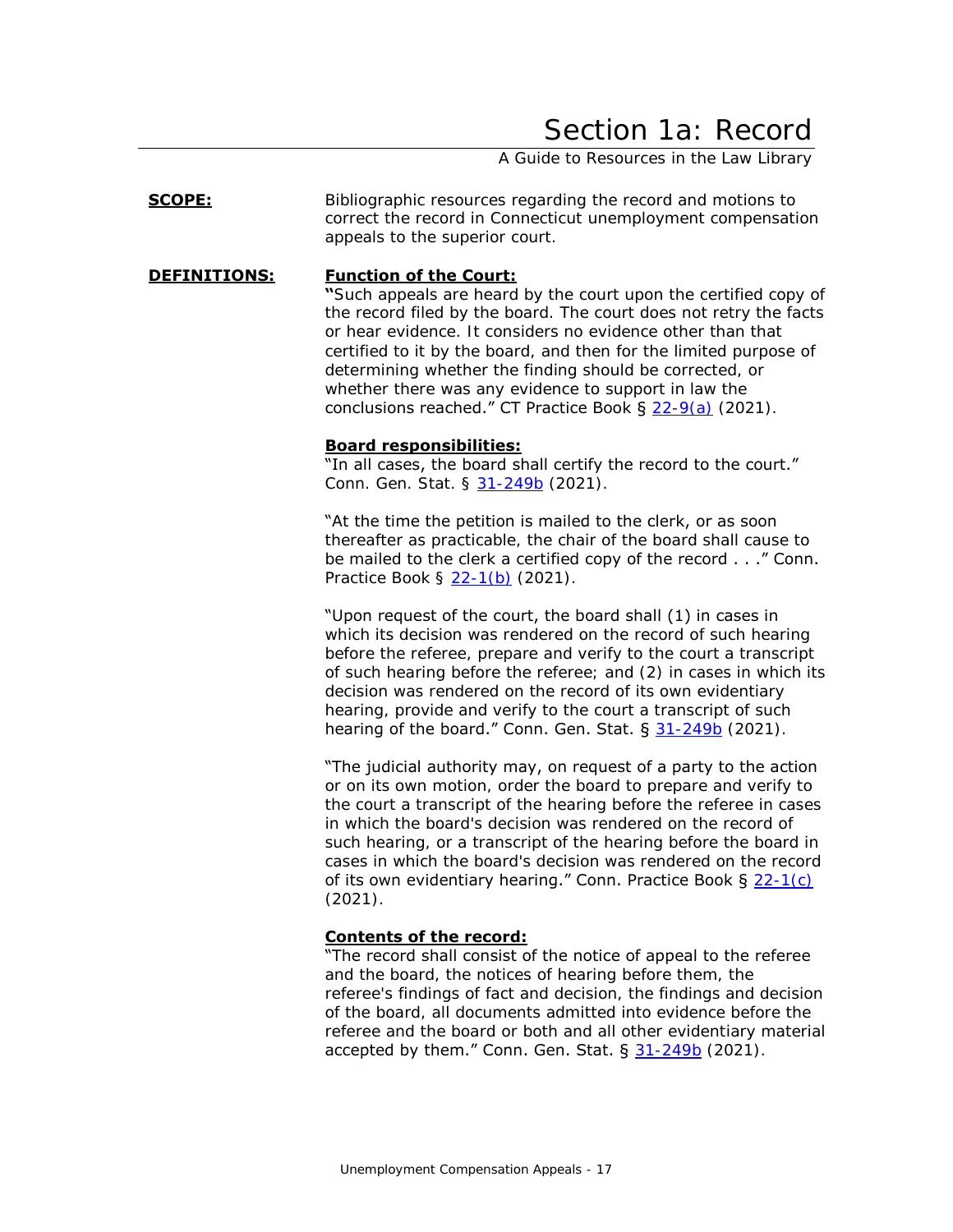# Section 1a: Record

A Guide to Resources in the Law Library

**SCOPE:** Bibliographic resources regarding the record and motions to correct the record in Connecticut unemployment compensation appeals to the superior court.

**DEFINITIONS:**

**Function of the Court:**
"Such appeals are heard by the court upon the certified copy of the record filed by the board. The court does not retry the facts or hear evidence. It considers no evidence other than that certified to it by the board, and then for the limited purpose of determining whether the finding should be corrected, or whether there was any evidence to support in law the conclusions reached." CT Practice Book § 22-9(a) (2021).

**Board responsibilities:**
"In all cases, the board shall certify the record to the court." Conn. Gen. Stat. § 31-249b (2021).

"At the time the petition is mailed to the clerk, or as soon thereafter as practicable, the chair of the board shall cause to be mailed to the clerk a certified copy of the record . . ." Conn. Practice Book § 22-1(b) (2021).

"Upon request of the court, the board shall (1) in cases in which its decision was rendered on the record of such hearing before the referee, prepare and verify to the court a transcript of such hearing before the referee; and (2) in cases in which its decision was rendered on the record of its own evidentiary hearing, provide and verify to the court a transcript of such hearing of the board." Conn. Gen. Stat. § 31-249b (2021).

"The judicial authority may, on request of a party to the action or on its own motion, order the board to prepare and verify to the court a transcript of the hearing before the referee in cases in which the board's decision was rendered on the record of such hearing, or a transcript of the hearing before the board in cases in which the board's decision was rendered on the record of its own evidentiary hearing." Conn. Practice Book § 22-1(c) (2021).

**Contents of the record:**
"The record shall consist of the notice of appeal to the referee and the board, the notices of hearing before them, the referee's findings of fact and decision, the findings and decision of the board, all documents admitted into evidence before the referee and the board or both and all other evidentiary material accepted by them." Conn. Gen. Stat. § 31-249b (2021).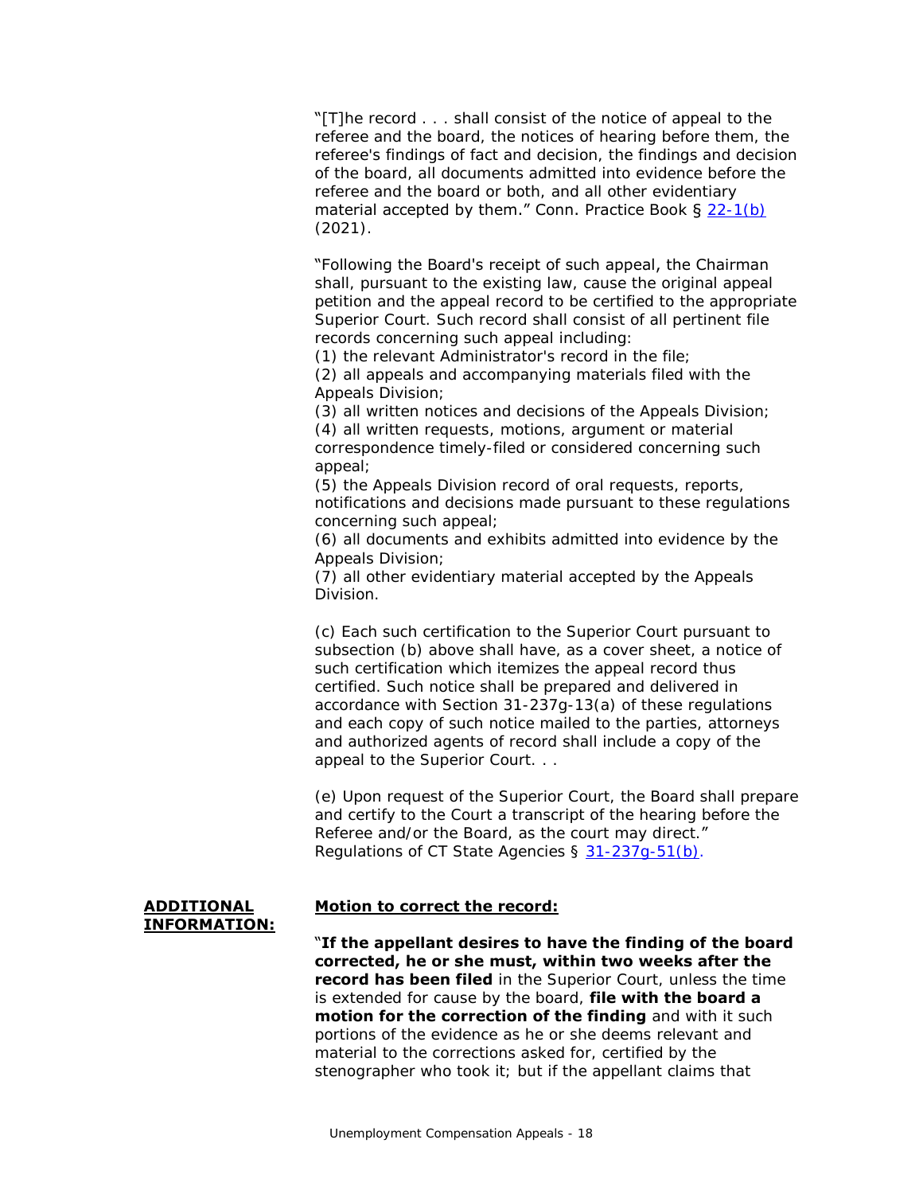"[T]he record . . . shall consist of the notice of appeal to the referee and the board, the notices of hearing before them, the referee's findings of fact and decision, the findings and decision of the board, all documents admitted into evidence before the referee and the board or both, and all other evidentiary material accepted by them." Conn. Practice Book § [22-1(b)](#) (2021).

"Following the Board's receipt of such appeal, the Chairman shall, pursuant to the existing law, cause the original appeal petition and the appeal record to be certified to the appropriate Superior Court. Such record shall consist of all pertinent file records concerning such appeal including:
(1) the relevant Administrator's record in the file;
(2) all appeals and accompanying materials filed with the Appeals Division;
(3) all written notices and decisions of the Appeals Division;
(4) all written requests, motions, argument or material correspondence timely-filed or considered concerning such appeal;
(5) the Appeals Division record of oral requests, reports, notifications and decisions made pursuant to these regulations concerning such appeal;
(6) all documents and exhibits admitted into evidence by the Appeals Division;
(7) all other evidentiary material accepted by the Appeals Division.

(c) Each such certification to the Superior Court pursuant to subsection (b) above shall have, as a cover sheet, a notice of such certification which itemizes the appeal record thus certified. Such notice shall be prepared and delivered in accordance with Section 31-237g-13(a) of these regulations and each copy of such notice mailed to the parties, attorneys and authorized agents of record shall include a copy of the appeal to the Superior Court. . .

(e) Upon request of the Superior Court, the Board shall prepare and certify to the Court a transcript of the hearing before the Referee and/or the Board, as the court may direct." Regulations of CT State Agencies § [31-237g-51(b)](#).

**ADDITIONAL INFORMATION:**

**Motion to correct the record:**

"**If the appellant desires to have the finding of the board corrected, he or she must, within two weeks after the record has been filed** in the Superior Court, unless the time is extended for cause by the board, **file with the board a motion for the correction of the finding** and with it such portions of the evidence as he or she deems relevant and material to the corrections asked for, certified by the stenographer who took it; but if the appellant claims that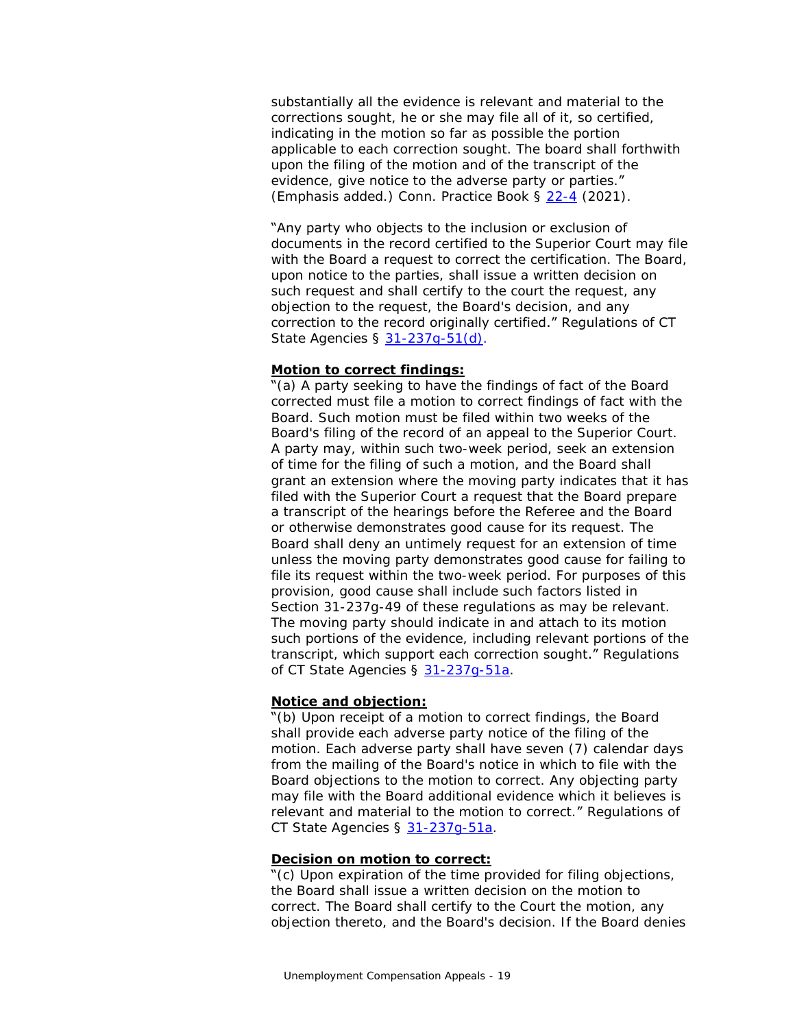substantially all the evidence is relevant and material to the corrections sought, he or she may file all of it, so certified, indicating in the motion so far as possible the portion applicable to each correction sought. The board shall forthwith upon the filing of the motion and of the transcript of the evidence, give notice to the adverse party or parties." (Emphasis added.) Conn. Practice Book § 22-4 (2021).

"Any party who objects to the inclusion or exclusion of documents in the record certified to the Superior Court may file with the Board a request to correct the certification. The Board, upon notice to the parties, shall issue a written decision on such request and shall certify to the court the request, any objection to the request, the Board's decision, and any correction to the record originally certified." Regulations of CT State Agencies § 31-237g-51(d).

**Motion to correct findings:**
"(a) A party seeking to have the findings of fact of the Board corrected must file a motion to correct findings of fact with the Board. Such motion must be filed within two weeks of the Board's filing of the record of an appeal to the Superior Court. A party may, within such two-week period, seek an extension of time for the filing of such a motion, and the Board shall grant an extension where the moving party indicates that it has filed with the Superior Court a request that the Board prepare a transcript of the hearings before the Referee and the Board or otherwise demonstrates good cause for its request. The Board shall deny an untimely request for an extension of time unless the moving party demonstrates good cause for failing to file its request within the two-week period. For purposes of this provision, good cause shall include such factors listed in Section 31-237g-49 of these regulations as may be relevant. The moving party should indicate in and attach to its motion such portions of the evidence, including relevant portions of the transcript, which support each correction sought." Regulations of CT State Agencies § 31-237g-51a.

**Notice and objection:**
"(b) Upon receipt of a motion to correct findings, the Board shall provide each adverse party notice of the filing of the motion. Each adverse party shall have seven (7) calendar days from the mailing of the Board's notice in which to file with the Board objections to the motion to correct. Any objecting party may file with the Board additional evidence which it believes is relevant and material to the motion to correct." Regulations of CT State Agencies § 31-237g-51a.

**Decision on motion to correct:**
"(c) Upon expiration of the time provided for filing objections, the Board shall issue a written decision on the motion to correct. The Board shall certify to the Court the motion, any objection thereto, and the Board's decision. If the Board denies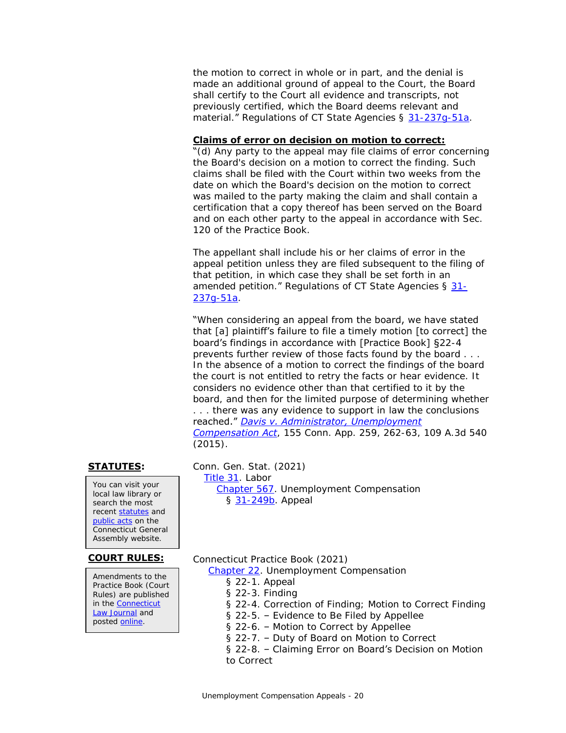the motion to correct in whole or in part, and the denial is made an additional ground of appeal to the Court, the Board shall certify to the Court all evidence and transcripts, not previously certified, which the Board deems relevant and material." Regulations of CT State Agencies § 31-237g-51a.

**Claims of error on decision on motion to correct:**

"(d) Any party to the appeal may file claims of error concerning the Board's decision on a motion to correct the finding. Such claims shall be filed with the Court within two weeks from the date on which the Board's decision on the motion to correct was mailed to the party making the claim and shall contain a certification that a copy thereof has been served on the Board and on each other party to the appeal in accordance with Sec. 120 of the Practice Book.

The appellant shall include his or her claims of error in the appeal petition unless they are filed subsequent to the filing of that petition, in which case they shall be set forth in an amended petition." Regulations of CT State Agencies § 31-237g-51a.

"When considering an appeal from the board, we have stated that [a] plaintiff's failure to file a timely motion [to correct] the board's findings in accordance with [Practice Book] §22-4 prevents further review of those facts found by the board . . . In the absence of a motion to correct the findings of the board the court is not entitled to retry the facts or hear evidence. It considers no evidence other than that certified to it by the board, and then for the limited purpose of determining whether . . . there was any evidence to support in law the conclusions reached." *Davis v. Administrator, Unemployment Compensation Act*, 155 Conn. App. 259, 262-63, 109 A.3d 540 (2015).

**STATUTES:**

You can visit your local law library or search the most recent statutes and public acts on the Connecticut General Assembly website.

Conn. Gen. Stat. (2021)
- Title 31. Labor
  - Chapter 567. Unemployment Compensation
    - § 31-249b. Appeal

**COURT RULES:**

Amendments to the Practice Book (Court Rules) are published in the Connecticut Law Journal and posted online.

Connecticut Practice Book (2021)
- Chapter 22. Unemployment Compensation
  - § 22-1. Appeal
  - § 22-3. Finding
  - § 22-4. Correction of Finding; Motion to Correct Finding
  - § 22-5. – Evidence to Be Filed by Appellee
  - § 22-6. – Motion to Correct by Appellee
  - § 22-7. – Duty of Board on Motion to Correct
  - § 22-8. – Claiming Error on Board's Decision on Motion to Correct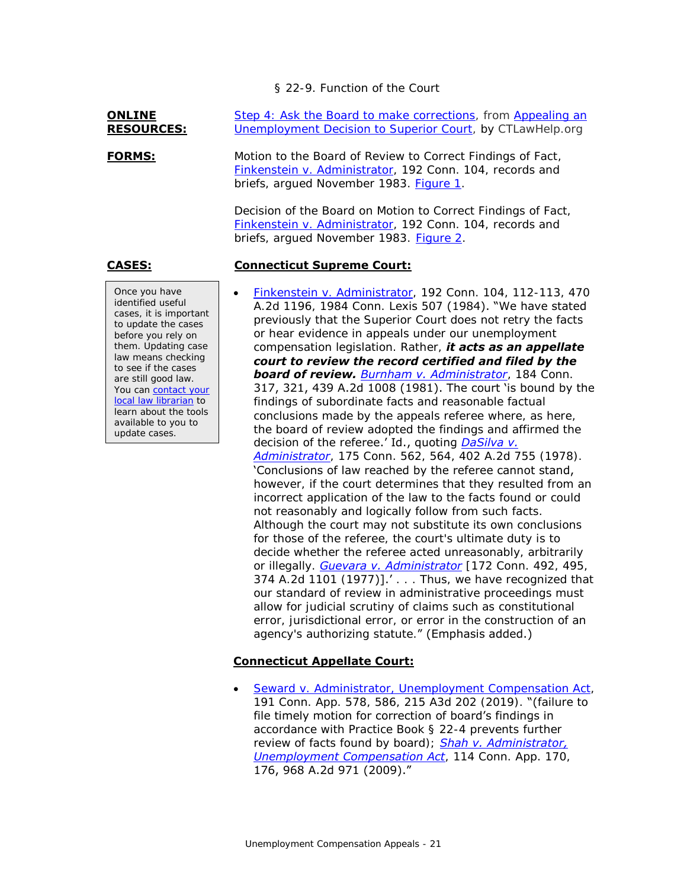§ 22-9. Function of the Court

**ONLINE RESOURCES:**

Step 4: Ask the Board to make corrections, from Appealing an Unemployment Decision to Superior Court, by CTLawHelp.org

**FORMS:**

Motion to the Board of Review to Correct Findings of Fact, Finkenstein v. Administrator, 192 Conn. 104, records and briefs, argued November 1983. Figure 1.

Decision of the Board on Motion to Correct Findings of Fact, Finkenstein v. Administrator, 192 Conn. 104, records and briefs, argued November 1983. Figure 2.

**CASES:**

Once you have identified useful cases, it is important to update the cases before you rely on them. Updating case law means checking to see if the cases are still good law. You can contact your local law librarian to learn about the tools available to you to update cases.

**Connecticut Supreme Court:**

- Finkenstein v. Administrator, 192 Conn. 104, 112-113, 470 A.2d 1196, 1984 Conn. Lexis 507 (1984). "We have stated previously that the Superior Court does not retry the facts or hear evidence in appeals under our unemployment compensation legislation. Rather, ***it acts as an appellate court to review the record certified and filed by the board of review.*** *Burnham v. Administrator*, 184 Conn. 317, 321, 439 A.2d 1008 (1981). The court 'is bound by the findings of subordinate facts and reasonable factual conclusions made by the appeals referee where, as here, the board of review adopted the findings and affirmed the decision of the referee.' Id., quoting *DaSilva v. Administrator*, 175 Conn. 562, 564, 402 A.2d 755 (1978). 'Conclusions of law reached by the referee cannot stand, however, if the court determines that they resulted from an incorrect application of the law to the facts found or could not reasonably and logically follow from such facts. Although the court may not substitute its own conclusions for those of the referee, the court's ultimate duty is to decide whether the referee acted unreasonably, arbitrarily or illegally. *Guevara v. Administrator* [172 Conn. 492, 495, 374 A.2d 1101 (1977)].' . . . Thus, we have recognized that our standard of review in administrative proceedings must allow for judicial scrutiny of claims such as constitutional error, jurisdictional error, or error in the construction of an agency's authorizing statute." (Emphasis added.)

**Connecticut Appellate Court:**

- Seward v. Administrator, Unemployment Compensation Act, 191 Conn. App. 578, 586, 215 A3d 202 (2019). "(failure to file timely motion for correction of board's findings in accordance with Practice Book § 22-4 prevents further review of facts found by board); *Shah v. Administrator, Unemployment Compensation Act*, 114 Conn. App. 170, 176, 968 A.2d 971 (2009)."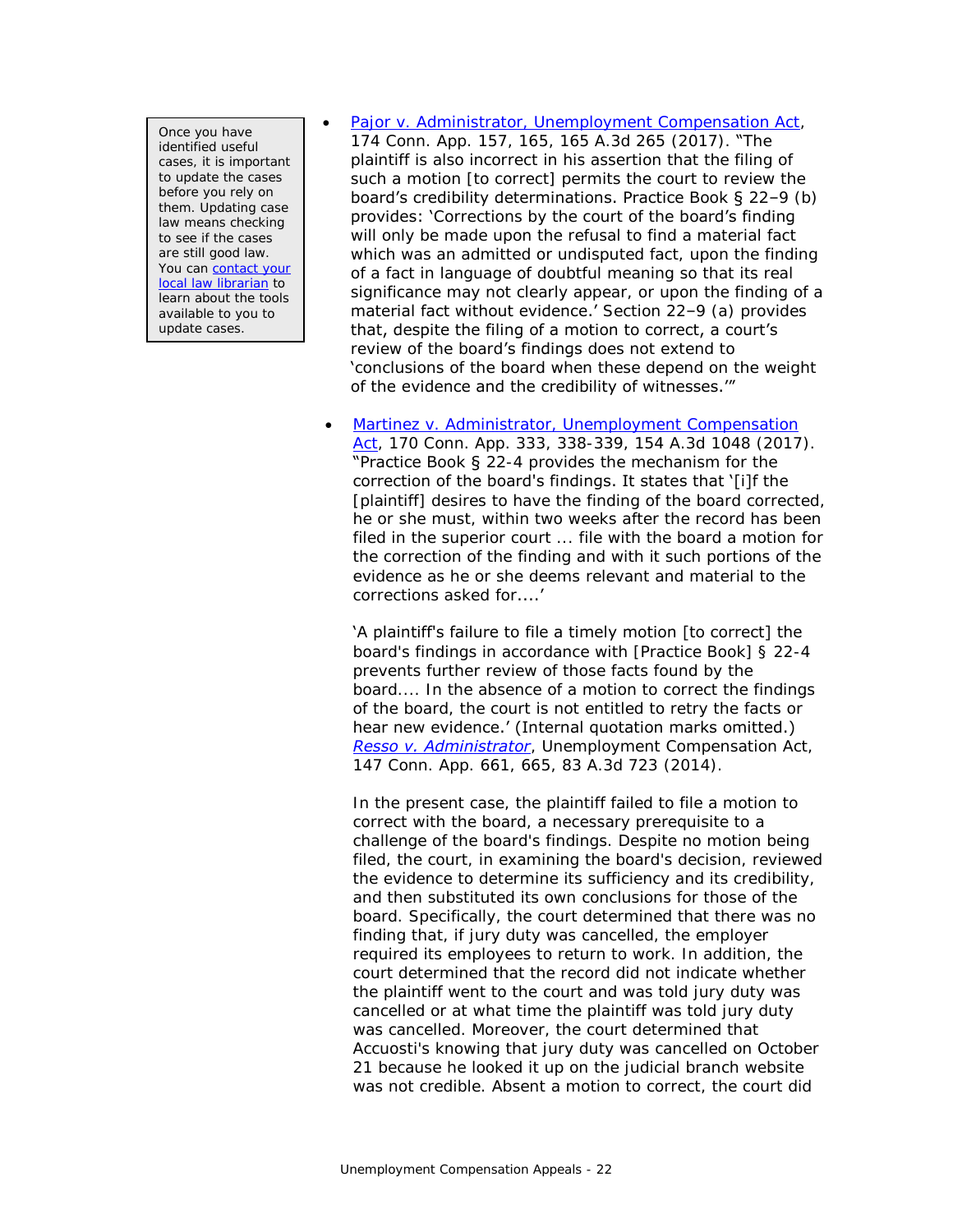> Once you have identified useful cases, it is important to update the cases before you rely on them. Updating case law means checking to see if the cases are still good law. You can contact your local law librarian to learn about the tools available to you to update cases.

- Pajor v. Administrator, Unemployment Compensation Act, 174 Conn. App. 157, 165, 165 A.3d 265 (2017). "The plaintiff is also incorrect in his assertion that the filing of such a motion [to correct] permits the court to review the board's credibility determinations. Practice Book § 22–9 (b) provides: 'Corrections by the court of the board's finding will only be made upon the refusal to find a material fact which was an admitted or undisputed fact, upon the finding of a fact in language of doubtful meaning so that its real significance may not clearly appear, or upon the finding of a material fact without evidence.' Section 22–9 (a) provides that, despite the filing of a motion to correct, a court's review of the board's findings does not extend to 'conclusions of the board when these depend on the weight of the evidence and the credibility of witnesses.'"

- Martinez v. Administrator, Unemployment Compensation Act, 170 Conn. App. 333, 338-339, 154 A.3d 1048 (2017). "Practice Book § 22-4 provides the mechanism for the correction of the board's findings. It states that '[i]f the [plaintiff] desires to have the finding of the board corrected, he or she must, within two weeks after the record has been filed in the superior court ... file with the board a motion for the correction of the finding and with it such portions of the evidence as he or she deems relevant and material to the corrections asked for....'

  'A plaintiff's failure to file a timely motion [to correct] the board's findings in accordance with [Practice Book] § 22-4 prevents further review of those facts found by the board.... In the absence of a motion to correct the findings of the board, the court is not entitled to retry the facts or hear new evidence.' (Internal quotation marks omitted.) *Resso v. Administrator*, Unemployment Compensation Act, 147 Conn. App. 661, 665, 83 A.3d 723 (2014).

  In the present case, the plaintiff failed to file a motion to correct with the board, a necessary prerequisite to a challenge of the board's findings. Despite no motion being filed, the court, in examining the board's decision, reviewed the evidence to determine its sufficiency and its credibility, and then substituted its own conclusions for those of the board. Specifically, the court determined that there was no finding that, if jury duty was cancelled, the employer required its employees to return to work. In addition, the court determined that the record did not indicate whether the plaintiff went to the court and was told jury duty was cancelled or at what time the plaintiff was told jury duty was cancelled. Moreover, the court determined that Accuosti's knowing that jury duty was cancelled on October 21 because he looked it up on the judicial branch website was not credible. Absent a motion to correct, the court did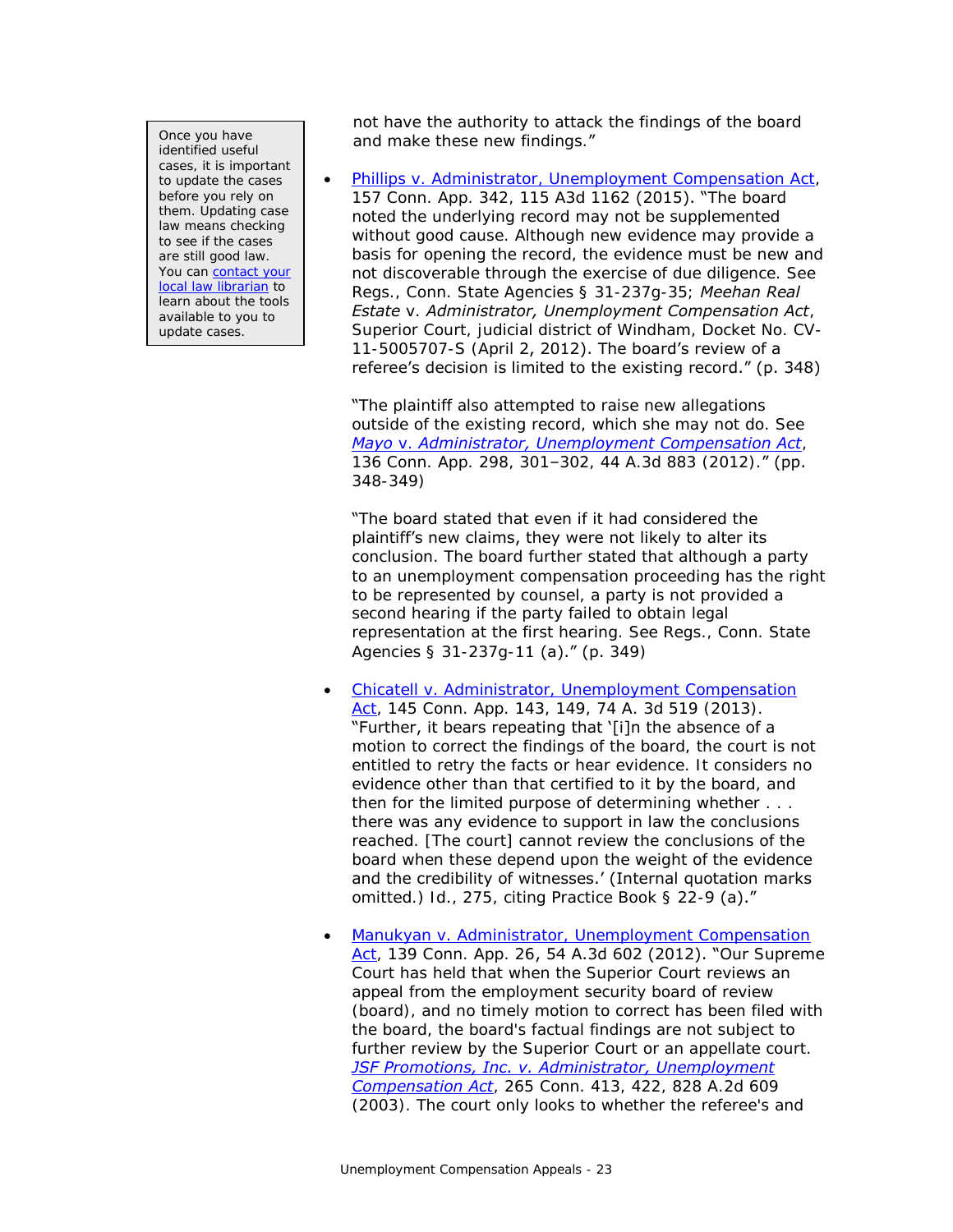Once you have identified useful cases, it is important to update the cases before you rely on them. Updating case law means checking to see if the cases are still good law. You can contact your local law librarian to learn about the tools available to you to update cases.

not have the authority to attack the findings of the board and make these new findings."

- Phillips v. Administrator, Unemployment Compensation Act, 157 Conn. App. 342, 115 A3d 1162 (2015). "The board noted the underlying record may not be supplemented without good cause. Although new evidence may provide a basis for opening the record, the evidence must be new and not discoverable through the exercise of due diligence. See Regs., Conn. State Agencies § 31-237g-35; *Meehan Real Estate* v. *Administrator, Unemployment Compensation Act*, Superior Court, judicial district of Windham, Docket No. CV-11-5005707-S (April 2, 2012). The board's review of a referee's decision is limited to the existing record." (p. 348)

  "The plaintiff also attempted to raise new allegations outside of the existing record, which she may not do. See *Mayo* v. *Administrator, Unemployment Compensation Act*, 136 Conn. App. 298, 301–302, 44 A.3d 883 (2012)." (pp. 348-349)

  "The board stated that even if it had considered the plaintiff's new claims, they were not likely to alter its conclusion. The board further stated that although a party to an unemployment compensation proceeding has the right to be represented by counsel, a party is not provided a second hearing if the party failed to obtain legal representation at the first hearing. See Regs., Conn. State Agencies § 31-237g-11 (a)." (p. 349)

- Chicatell v. Administrator, Unemployment Compensation Act, 145 Conn. App. 143, 149, 74 A. 3d 519 (2013). "Further, it bears repeating that '[i]n the absence of a motion to correct the findings of the board, the court is not entitled to retry the facts or hear evidence. It considers no evidence other than that certified to it by the board, and then for the limited purpose of determining whether . . . there was any evidence to support in law the conclusions reached. [The court] cannot review the conclusions of the board when these depend upon the weight of the evidence and the credibility of witnesses.' (Internal quotation marks omitted.) Id., 275, citing Practice Book § 22-9 (a)."

- Manukyan v. Administrator, Unemployment Compensation Act, 139 Conn. App. 26, 54 A.3d 602 (2012). "Our Supreme Court has held that when the Superior Court reviews an appeal from the employment security board of review (board), and no timely motion to correct has been filed with the board, the board's factual findings are not subject to further review by the Superior Court or an appellate court. *JSF Promotions, Inc. v. Administrator, Unemployment Compensation Act*, 265 Conn. 413, 422, 828 A.2d 609 (2003). The court only looks to whether the referee's and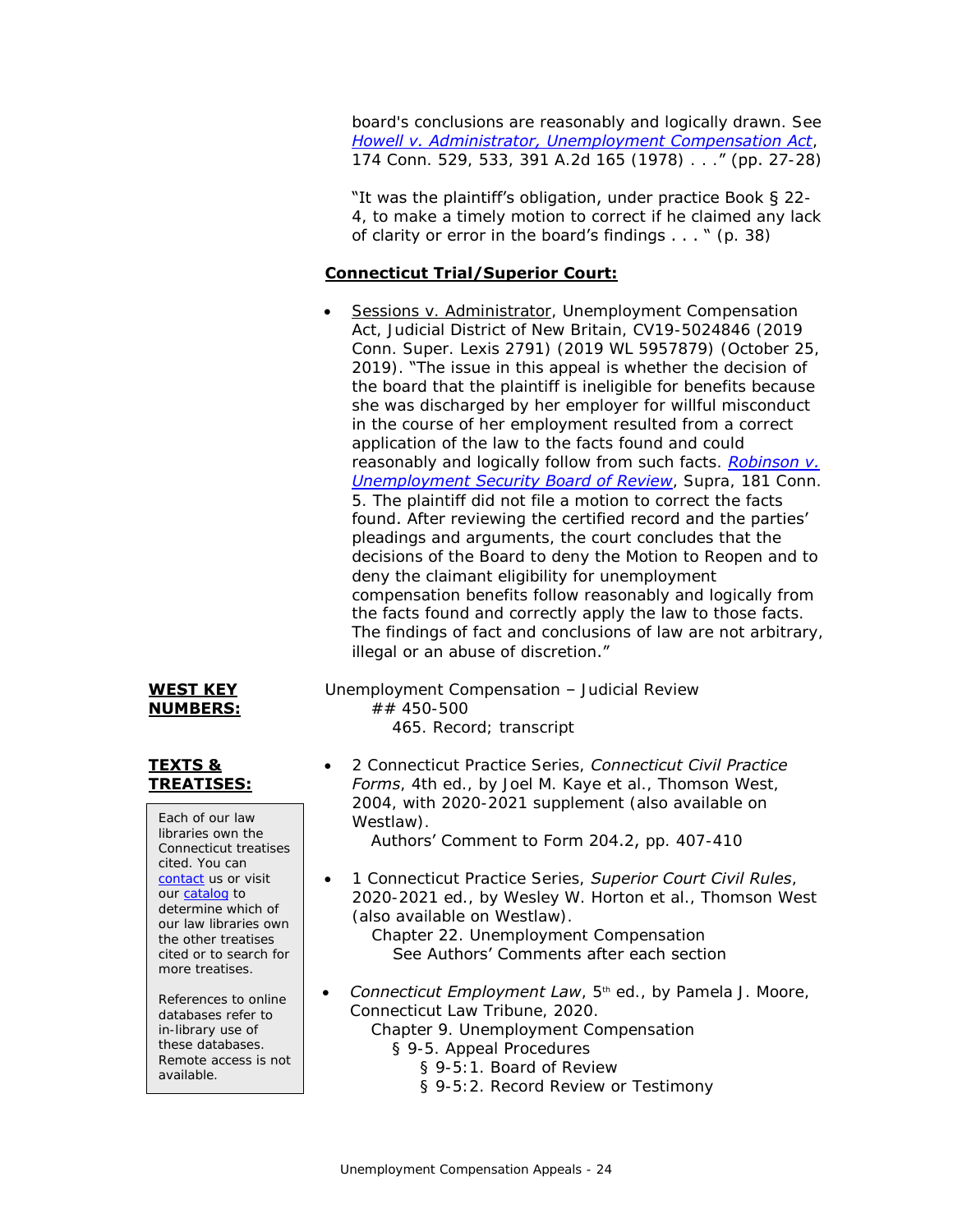board's conclusions are reasonably and logically drawn. See *Howell v. Administrator, Unemployment Compensation Act*, 174 Conn. 529, 533, 391 A.2d 165 (1978) . . ." (pp. 27-28)

"It was the plaintiff's obligation, under practice Book § 22-4, to make a timely motion to correct if he claimed any lack of clarity or error in the board's findings . . . " (p. 38)

**Connecticut Trial/Superior Court:**

- Sessions v. Administrator, Unemployment Compensation Act, Judicial District of New Britain, CV19-5024846 (2019 Conn. Super. Lexis 2791) (2019 WL 5957879) (October 25, 2019). "The issue in this appeal is whether the decision of the board that the plaintiff is ineligible for benefits because she was discharged by her employer for willful misconduct in the course of her employment resulted from a correct application of the law to the facts found and could reasonably and logically follow from such facts. *Robinson v. Unemployment Security Board of Review*, Supra, 181 Conn. 5. The plaintiff did not file a motion to correct the facts found. After reviewing the certified record and the parties' pleadings and arguments, the court concludes that the decisions of the Board to deny the Motion to Reopen and to deny the claimant eligibility for unemployment compensation benefits follow reasonably and logically from the facts found and correctly apply the law to those facts. The findings of fact and conclusions of law are not arbitrary, illegal or an abuse of discretion."

**WEST KEY NUMBERS:**

Unemployment Compensation – Judicial Review
  ## 450-500
    465. Record; transcript

**TEXTS & TREATISES:**

Each of our law libraries own the Connecticut treatises cited. You can contact us or visit our catalog to determine which of our law libraries own the other treatises cited or to search for more treatises.

References to online databases refer to in-library use of these databases. Remote access is not available.

- 2 Connecticut Practice Series, *Connecticut Civil Practice Forms*, 4th ed., by Joel M. Kaye et al., Thomson West, 2004, with 2020-2021 supplement (also available on Westlaw).
  - Authors' Comment to Form 204.2, pp. 407-410
- 1 Connecticut Practice Series, *Superior Court Civil Rules*, 2020-2021 ed., by Wesley W. Horton et al., Thomson West (also available on Westlaw).
  - Chapter 22. Unemployment Compensation
    - See Authors' Comments after each section
- *Connecticut Employment Law*, 5th ed., by Pamela J. Moore, Connecticut Law Tribune, 2020.
  - Chapter 9. Unemployment Compensation
    - § 9-5. Appeal Procedures
      - § 9-5:1. Board of Review
      - § 9-5:2. Record Review or Testimony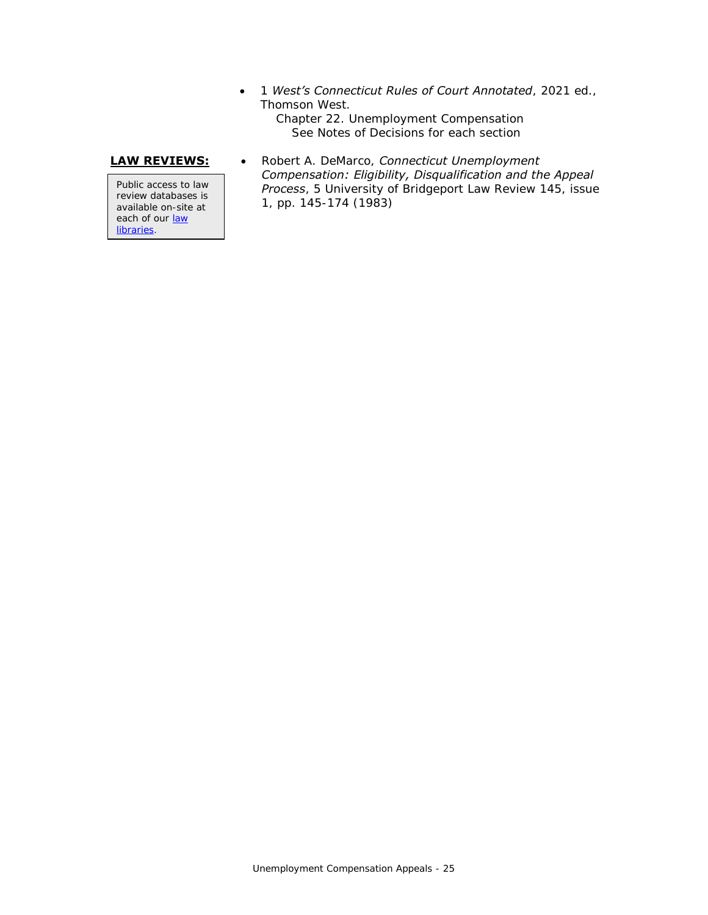- 1 *West's Connecticut Rules of Court Annotated*, 2021 ed., Thomson West.
  - Chapter 22. Unemployment Compensation
    - See Notes of Decisions for each section

**LAW REVIEWS:**

Public access to law review databases is available on-site at each of our law libraries.

- Robert A. DeMarco, *Connecticut Unemployment Compensation: Eligibility, Disqualification and the Appeal Process*, 5 University of Bridgeport Law Review 145, issue 1, pp. 145-174 (1983)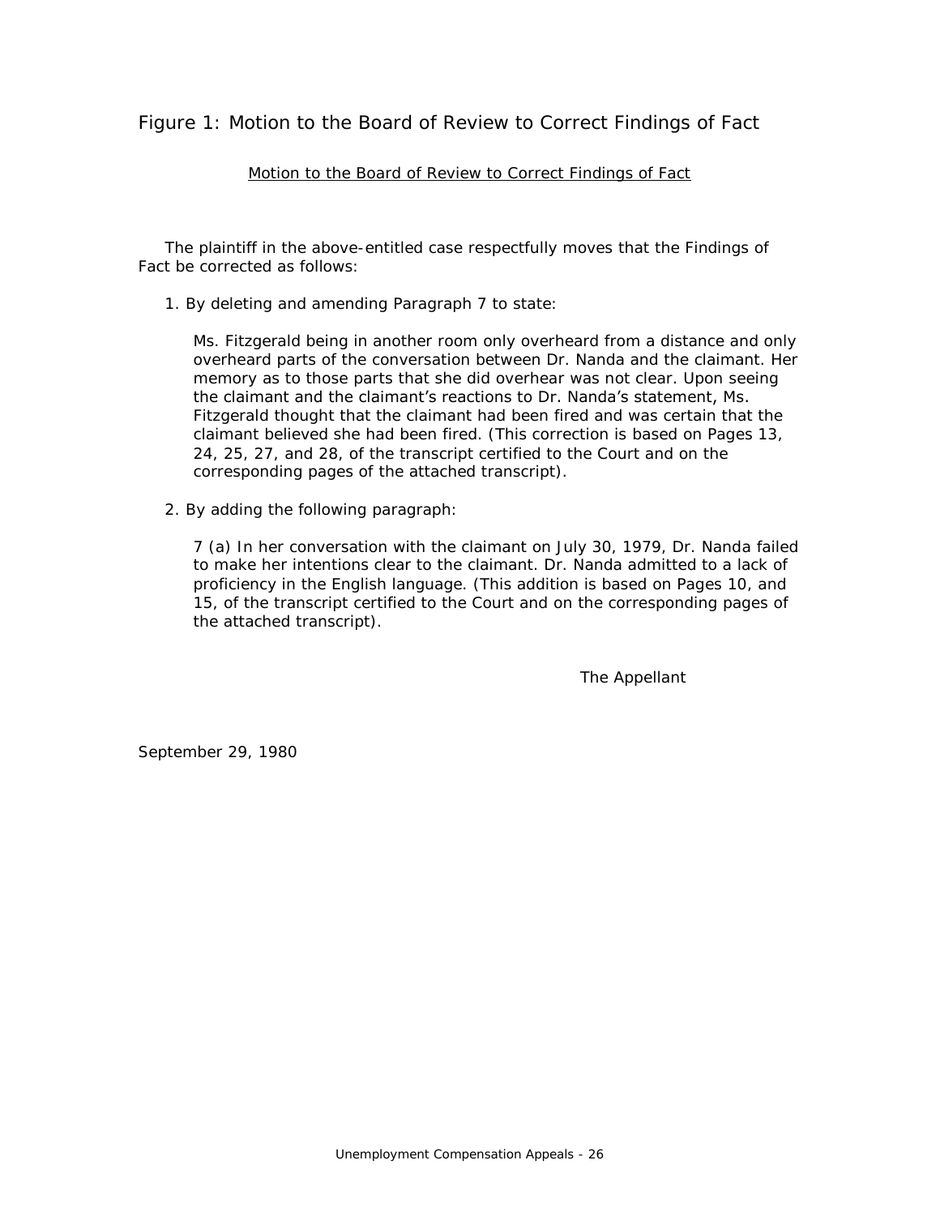## Figure 1: Motion to the Board of Review to Correct Findings of Fact

<u>Motion to the Board of Review to Correct Findings of Fact</u>

The plaintiff in the above-entitled case respectfully moves that the Findings of Fact be corrected as follows:

1. By deleting and amending Paragraph 7 to state:

   Ms. Fitzgerald being in another room only overheard from a distance and only overheard parts of the conversation between Dr. Nanda and the claimant. Her memory as to those parts that she did overhear was not clear. Upon seeing the claimant and the claimant's reactions to Dr. Nanda's statement, Ms. Fitzgerald thought that the claimant had been fired and was certain that the claimant believed she had been fired. (This correction is based on Pages 13, 24, 25, 27, and 28, of the transcript certified to the Court and on the corresponding pages of the attached transcript).

2. By adding the following paragraph:

   7 (a) In her conversation with the claimant on July 30, 1979, Dr. Nanda failed to make her intentions clear to the claimant. Dr. Nanda admitted to a lack of proficiency in the English language. (This addition is based on Pages 10, and 15, of the transcript certified to the Court and on the corresponding pages of the attached transcript).

The Appellant

September 29, 1980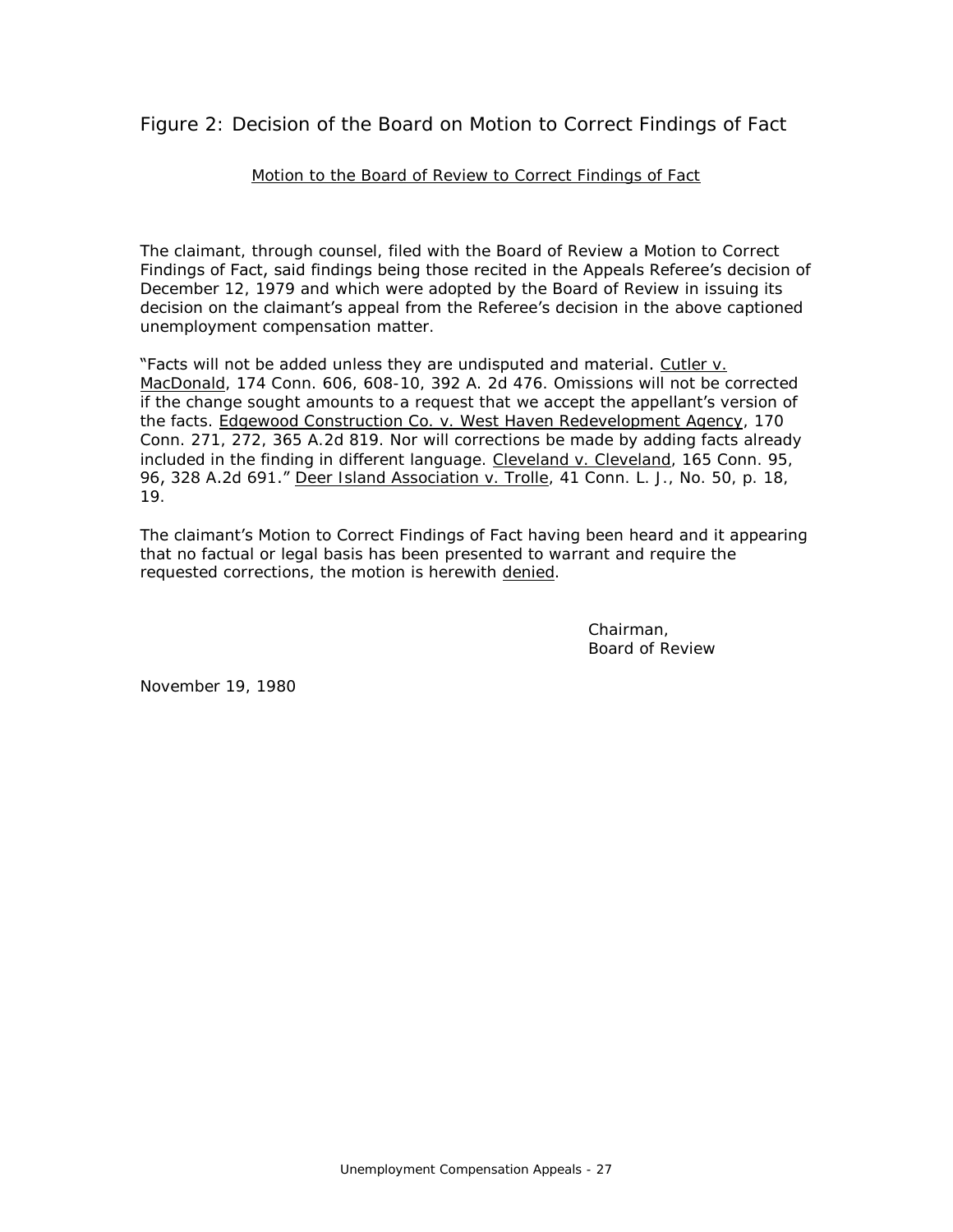## Figure 2: Decision of the Board on Motion to Correct Findings of Fact

<u>Motion to the Board of Review to Correct Findings of Fact</u>

The claimant, through counsel, filed with the Board of Review a Motion to Correct Findings of Fact, said findings being those recited in the Appeals Referee's decision of December 12, 1979 and which were adopted by the Board of Review in issuing its decision on the claimant's appeal from the Referee's decision in the above captioned unemployment compensation matter.

"Facts will not be added unless they are undisputed and material. <u>Cutler v. MacDonald</u>, 174 Conn. 606, 608-10, 392 A. 2d 476. Omissions will not be corrected if the change sought amounts to a request that we accept the appellant's version of the facts. <u>Edgewood Construction Co. v. West Haven Redevelopment Agency</u>, 170 Conn. 271, 272, 365 A.2d 819. Nor will corrections be made by adding facts already included in the finding in different language. <u>Cleveland v. Cleveland</u>, 165 Conn. 95, 96, 328 A.2d 691." <u>Deer Island Association v. Trolle</u>, 41 Conn. L. J., No. 50, p. 18, 19.

The claimant's Motion to Correct Findings of Fact having been heard and it appearing that no factual or legal basis has been presented to warrant and require the requested corrections, the motion is herewith <u>denied</u>.

Chairman,
Board of Review

November 19, 1980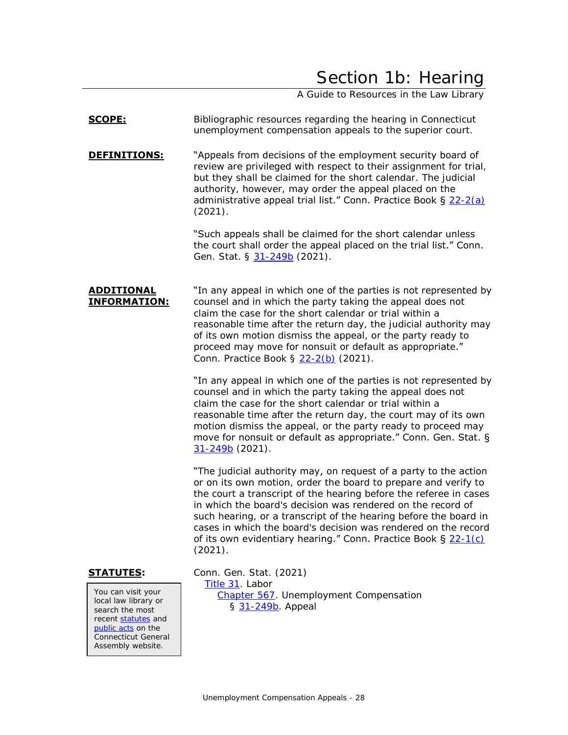# Section 1b: Hearing

A Guide to Resources in the Law Library

**SCOPE:**

Bibliographic resources regarding the hearing in Connecticut unemployment compensation appeals to the superior court.

**DEFINITIONS:**

"Appeals from decisions of the employment security board of review are privileged with respect to their assignment for trial, but they shall be claimed for the short calendar. The judicial authority, however, may order the appeal placed on the administrative appeal trial list." Conn. Practice Book § 22-2(a) (2021).

"Such appeals shall be claimed for the short calendar unless the court shall order the appeal placed on the trial list." Conn. Gen. Stat. § 31-249b (2021).

**ADDITIONAL INFORMATION:**

"In any appeal in which one of the parties is not represented by counsel and in which the party taking the appeal does not claim the case for the short calendar or trial within a reasonable time after the return day, the judicial authority may of its own motion dismiss the appeal, or the party ready to proceed may move for nonsuit or default as appropriate." Conn. Practice Book § 22-2(b) (2021).

"In any appeal in which one of the parties is not represented by counsel and in which the party taking the appeal does not claim the case for the short calendar or trial within a reasonable time after the return day, the court may of its own motion dismiss the appeal, or the party ready to proceed may move for nonsuit or default as appropriate." Conn. Gen. Stat. § 31-249b (2021).

"The judicial authority may, on request of a party to the action or on its own motion, order the board to prepare and verify to the court a transcript of the hearing before the referee in cases in which the board's decision was rendered on the record of such hearing, or a transcript of the hearing before the board in cases in which the board's decision was rendered on the record of its own evidentiary hearing." Conn. Practice Book § 22-1(c) (2021).

**STATUTES:**

Conn. Gen. Stat. (2021)
- Title 31. Labor
  - Chapter 567. Unemployment Compensation
    - § 31-249b. Appeal

You can visit your local law library or search the most recent statutes and public acts on the Connecticut General Assembly website.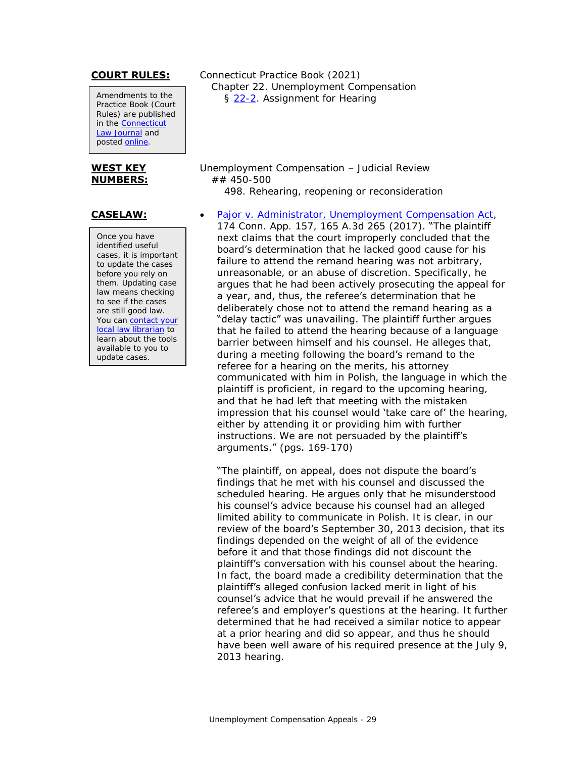**COURT RULES:**

> Amendments to the Practice Book (Court Rules) are published in the Connecticut Law Journal and posted online.

Connecticut Practice Book (2021)
 Chapter 22. Unemployment Compensation
  § 22-2. Assignment for Hearing

**WEST KEY NUMBERS:**

Unemployment Compensation – Judicial Review
 ## 450-500
  498. Rehearing, reopening or reconsideration

**CASELAW:**

> Once you have identified useful cases, it is important to update the cases before you rely on them. Updating case law means checking to see if the cases are still good law. You can contact your local law librarian to learn about the tools available to you to update cases.

- Pajor v. Administrator, Unemployment Compensation Act, 174 Conn. App. 157, 165 A.3d 265 (2017). "The plaintiff next claims that the court improperly concluded that the board's determination that he lacked good cause for his failure to attend the remand hearing was not arbitrary, unreasonable, or an abuse of discretion. Specifically, he argues that he had been actively prosecuting the appeal for a year, and, thus, the referee's determination that he deliberately chose not to attend the remand hearing as a "delay tactic" was unavailing. The plaintiff further argues that he failed to attend the hearing because of a language barrier between himself and his counsel. He alleges that, during a meeting following the board's remand to the referee for a hearing on the merits, his attorney communicated with him in Polish, the language in which the plaintiff is proficient, in regard to the upcoming hearing, and that he had left that meeting with the mistaken impression that his counsel would 'take care of' the hearing, either by attending it or providing him with further instructions. We are not persuaded by the plaintiff's arguments." (pgs. 169-170)

  "The plaintiff, on appeal, does not dispute the board's findings that he met with his counsel and discussed the scheduled hearing. He argues only that he misunderstood his counsel's advice because his counsel had an alleged limited ability to communicate in Polish. It is clear, in our review of the board's September 30, 2013 decision, that its findings depended on the weight of all of the evidence before it and that those findings did not discount the plaintiff's conversation with his counsel about the hearing. In fact, the board made a credibility determination that the plaintiff's alleged confusion lacked merit in light of his counsel's advice that he would prevail if he answered the referee's and employer's questions at the hearing. It further determined that he had received a similar notice to appear at a prior hearing and did so appear, and thus he should have been well aware of his required presence at the July 9, 2013 hearing.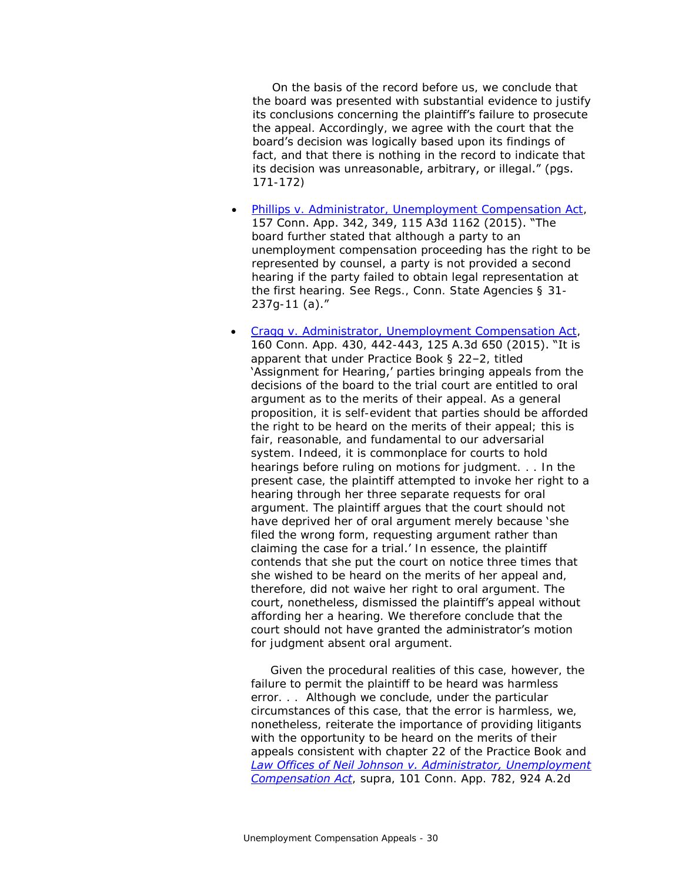On the basis of the record before us, we conclude that the board was presented with substantial evidence to justify its conclusions concerning the plaintiff's failure to prosecute the appeal. Accordingly, we agree with the court that the board's decision was logically based upon its findings of fact, and that there is nothing in the record to indicate that its decision was unreasonable, arbitrary, or illegal." (pgs. 171-172)

- [Phillips v. Administrator, Unemployment Compensation Act](), 157 Conn. App. 342, 349, 115 A3d 1162 (2015). "The board further stated that although a party to an unemployment compensation proceeding has the right to be represented by counsel, a party is not provided a second hearing if the party failed to obtain legal representation at the first hearing. See Regs., Conn. State Agencies § 31-237g-11 (a)."

- [Cragg v. Administrator, Unemployment Compensation Act](), 160 Conn. App. 430, 442-443, 125 A.3d 650 (2015). "It is apparent that under Practice Book § 22–2, titled 'Assignment for Hearing,' parties bringing appeals from the decisions of the board to the trial court are entitled to oral argument as to the merits of their appeal. As a general proposition, it is self-evident that parties should be afforded the right to be heard on the merits of their appeal; this is fair, reasonable, and fundamental to our adversarial system. Indeed, it is commonplace for courts to hold hearings before ruling on motions for judgment. . . In the present case, the plaintiff attempted to invoke her right to a hearing through her three separate requests for oral argument. The plaintiff argues that the court should not have deprived her of oral argument merely because 'she filed the wrong form, requesting argument rather than claiming the case for a trial.' In essence, the plaintiff contends that she put the court on notice three times that she wished to be heard on the merits of her appeal and, therefore, did not waive her right to oral argument. The court, nonetheless, dismissed the plaintiff's appeal without affording her a hearing. We therefore conclude that the court should not have granted the administrator's motion for judgment absent oral argument.

  Given the procedural realities of this case, however, the failure to permit the plaintiff to be heard was harmless error. . . Although we conclude, under the particular circumstances of this case, that the error is harmless, we, nonetheless, reiterate the importance of providing litigants with the opportunity to be heard on the merits of their appeals consistent with chapter 22 of the Practice Book and *[Law Offices of Neil Johnson v. Administrator, Unemployment Compensation Act]()*, supra, 101 Conn. App. 782, 924 A.2d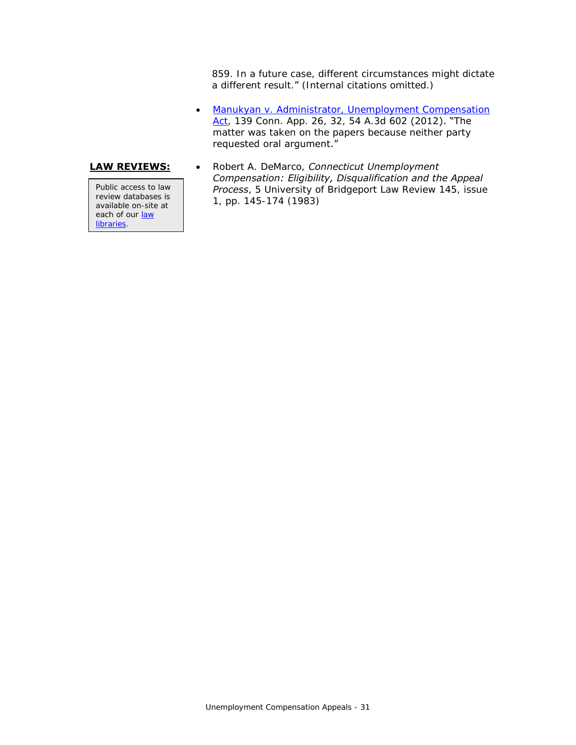859. In a future case, different circumstances might dictate a different result." (Internal citations omitted.)

- Manukyan v. Administrator, Unemployment Compensation Act, 139 Conn. App. 26, 32, 54 A.3d 602 (2012). "The matter was taken on the papers because neither party requested oral argument."

**LAW REVIEWS:**

Public access to law review databases is available on-site at each of our law libraries.

- Robert A. DeMarco, *Connecticut Unemployment Compensation: Eligibility, Disqualification and the Appeal Process*, 5 University of Bridgeport Law Review 145, issue 1, pp. 145-174 (1983)